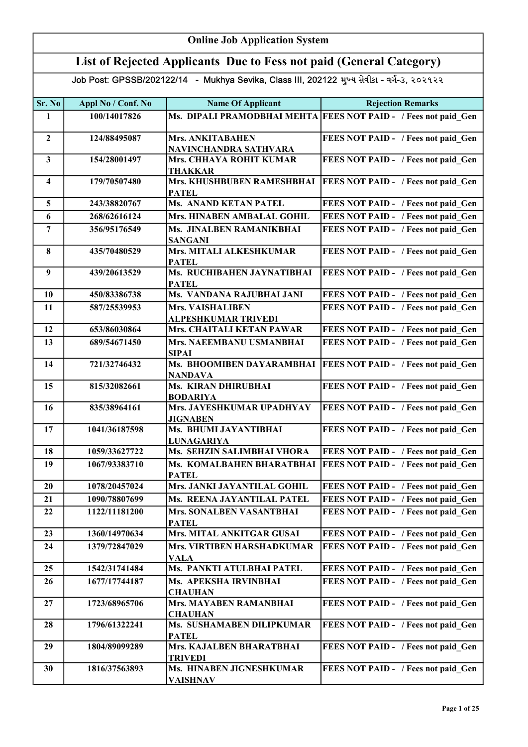# Online Job Application System

## List of Rejected Applicants Due to Fess not paid (General Category)

Job Post: GPSSB/202122/14 - Mukhya Sevika, Class III, 202122 મુખ્ય સેવીકા - વર્ગ-૩, ૨૦૨૧૨૨

| Sr. No | Appl No / Conf. No | Name Of Applicant | Rejection Remarks |
|---|---|---|---|
| 1 | 100/14017826 | Ms. DIPALI PRAMODBHAI MEHTA | FEES NOT PAID - / Fees not paid_Gen |
| 2 | 124/88495087 | Mrs. ANKITABAHEN NAVINCHANDRA SATHVARA | FEES NOT PAID - / Fees not paid_Gen |
| 3 | 154/28001497 | Mrs. CHHAYA ROHIT KUMAR THAKKAR | FEES NOT PAID - / Fees not paid_Gen |
| 4 | 179/70507480 | Mrs. KHUSHBUBEN RAMESHBHAI PATEL | FEES NOT PAID - / Fees not paid_Gen |
| 5 | 243/38820767 | Ms. ANAND KETAN PATEL | FEES NOT PAID - / Fees not paid_Gen |
| 6 | 268/62616124 | Mrs. HINABEN AMBALAL GOHIL | FEES NOT PAID - / Fees not paid_Gen |
| 7 | 356/95176549 | Ms. JINALBEN RAMANIKBHAI SANGANI | FEES NOT PAID - / Fees not paid_Gen |
| 8 | 435/70480529 | Mrs. MITALI ALKESHKUMAR PATEL | FEES NOT PAID - / Fees not paid_Gen |
| 9 | 439/20613529 | Ms. RUCHIBAHEN JAYNATIBHAI PATEL | FEES NOT PAID - / Fees not paid_Gen |
| 10 | 450/83386738 | Ms. VANDANA RAJUBHAI JANI | FEES NOT PAID - / Fees not paid_Gen |
| 11 | 587/25539953 | Mrs. VAISHALIBEN ALPESHKUMAR TRIVEDI | FEES NOT PAID - / Fees not paid_Gen |
| 12 | 653/86030864 | Mrs. CHAITALI KETAN PAWAR | FEES NOT PAID - / Fees not paid_Gen |
| 13 | 689/54671450 | Mrs. NAEEMBANU USMANBHAI SIPAI | FEES NOT PAID - / Fees not paid_Gen |
| 14 | 721/32746432 | Ms. BHOOMIBEN DAYARAMBHAI NANDAVA | FEES NOT PAID - / Fees not paid_Gen |
| 15 | 815/32082661 | Ms. KIRAN DHIRUBHAI BODARIYA | FEES NOT PAID - / Fees not paid_Gen |
| 16 | 835/38964161 | Mrs. JAYESHKUMAR UPADHYAY JIGNABEN | FEES NOT PAID - / Fees not paid_Gen |
| 17 | 1041/36187598 | Ms. BHUMI JAYANTIBHAI LUNAGARIYA | FEES NOT PAID - / Fees not paid_Gen |
| 18 | 1059/33627722 | Ms. SEHZIN SALIMBHAI VHORA | FEES NOT PAID - / Fees not paid_Gen |
| 19 | 1067/93383710 | Ms. KOMALBAHEN BHARATBHAI PATEL | FEES NOT PAID - / Fees not paid_Gen |
| 20 | 1078/20457024 | Mrs. JANKI JAYANTILAL GOHIL | FEES NOT PAID - / Fees not paid_Gen |
| 21 | 1090/78807699 | Ms. REENA JAYANTILAL PATEL | FEES NOT PAID - / Fees not paid_Gen |
| 22 | 1122/11181200 | Mrs. SONALBEN VASANTBHAI PATEL | FEES NOT PAID - / Fees not paid_Gen |
| 23 | 1360/14970634 | Mrs. MITAL ANKITGAR GUSAI | FEES NOT PAID - / Fees not paid_Gen |
| 24 | 1379/72847029 | Mrs. VIRTIBEN HARSHADKUMAR VALA | FEES NOT PAID - / Fees not paid_Gen |
| 25 | 1542/31741484 | Ms. PANKTI ATULBHAI PATEL | FEES NOT PAID - / Fees not paid_Gen |
| 26 | 1677/17744187 | Ms. APEKSHA IRVINBHAI CHAUHAN | FEES NOT PAID - / Fees not paid_Gen |
| 27 | 1723/68965706 | Mrs. MAYABEN RAMANBHAI CHAUHAN | FEES NOT PAID - / Fees not paid_Gen |
| 28 | 1796/61322241 | Ms. SUSHAMABEN DILIPKUMAR PATEL | FEES NOT PAID - / Fees not paid_Gen |
| 29 | 1804/89099289 | Mrs. KAJALBEN BHARATBHAI TRIVEDI | FEES NOT PAID - / Fees not paid_Gen |
| 30 | 1816/37563893 | Ms. HINABEN JIGNESHKUMAR VAISHNAV | FEES NOT PAID - / Fees not paid_Gen |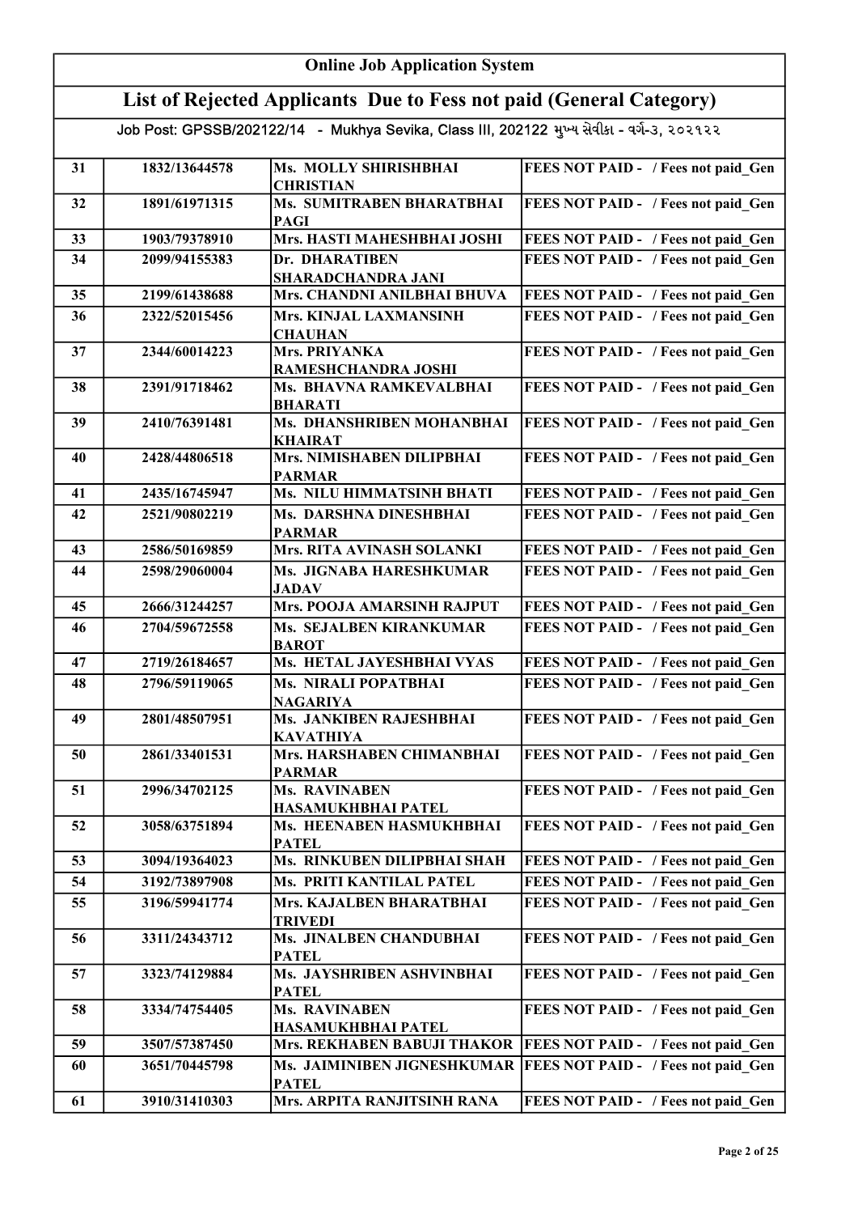# Online Job Application System

## List of Rejected Applicants Due to Fess not paid (General Category)

Job Post: GPSSB/202122/14 - Mukhya Sevika, Class III, 202122 મુખ્ય સેવીકા - વર્ગ-૩, ૨૦૨૧૨૨

| | | | |
|---|---|---|---|
| 31 | 1832/13644578 | Ms. MOLLY SHIRISHBHAI CHRISTIAN | FEES NOT PAID - / Fees not paid_Gen |
| 32 | 1891/61971315 | Ms. SUMITRABEN BHARATBHAI PAGI | FEES NOT PAID - / Fees not paid_Gen |
| 33 | 1903/79378910 | Mrs. HASTI MAHESHBHAI JOSHI | FEES NOT PAID - / Fees not paid_Gen |
| 34 | 2099/94155383 | Dr. DHARATIBEN SHARADCHANDRA JANI | FEES NOT PAID - / Fees not paid_Gen |
| 35 | 2199/61438688 | Mrs. CHANDNI ANILBHAI BHUVA | FEES NOT PAID - / Fees not paid_Gen |
| 36 | 2322/52015456 | Mrs. KINJAL LAXMANSINH CHAUHAN | FEES NOT PAID - / Fees not paid_Gen |
| 37 | 2344/60014223 | Mrs. PRIYANKA RAMESHCHANDRA JOSHI | FEES NOT PAID - / Fees not paid_Gen |
| 38 | 2391/91718462 | Ms. BHAVNA RAMKEVALBHAI BHARATI | FEES NOT PAID - / Fees not paid_Gen |
| 39 | 2410/76391481 | Ms. DHANSHRIBEN MOHANBHAI KHAIRAT | FEES NOT PAID - / Fees not paid_Gen |
| 40 | 2428/44806518 | Mrs. NIMISHABEN DILIPBHAI PARMAR | FEES NOT PAID - / Fees not paid_Gen |
| 41 | 2435/16745947 | Ms. NILU HIMMATSINH BHATI | FEES NOT PAID - / Fees not paid_Gen |
| 42 | 2521/90802219 | Ms. DARSHNA DINESHBHAI PARMAR | FEES NOT PAID - / Fees not paid_Gen |
| 43 | 2586/50169859 | Mrs. RITA AVINASH SOLANKI | FEES NOT PAID - / Fees not paid_Gen |
| 44 | 2598/29060004 | Ms. JIGNABA HARESHKUMAR JADAV | FEES NOT PAID - / Fees not paid_Gen |
| 45 | 2666/31244257 | Mrs. POOJA AMARSINH RAJPUT | FEES NOT PAID - / Fees not paid_Gen |
| 46 | 2704/59672558 | Ms. SEJALBEN KIRANKUMAR BAROT | FEES NOT PAID - / Fees not paid_Gen |
| 47 | 2719/26184657 | Ms. HETAL JAYESHBHAI VYAS | FEES NOT PAID - / Fees not paid_Gen |
| 48 | 2796/59119065 | Ms. NIRALI POPATBHAI NAGARIYA | FEES NOT PAID - / Fees not paid_Gen |
| 49 | 2801/48507951 | Ms. JANKIBEN RAJESHBHAI KAVATHIYA | FEES NOT PAID - / Fees not paid_Gen |
| 50 | 2861/33401531 | Mrs. HARSHABEN CHIMANBHAI PARMAR | FEES NOT PAID - / Fees not paid_Gen |
| 51 | 2996/34702125 | Ms. RAVINABEN HASAMUKHBHAI PATEL | FEES NOT PAID - / Fees not paid_Gen |
| 52 | 3058/63751894 | Ms. HEENABEN HASMUKHBHAI PATEL | FEES NOT PAID - / Fees not paid_Gen |
| 53 | 3094/19364023 | Ms. RINKUBEN DILIPBHAI SHAH | FEES NOT PAID - / Fees not paid_Gen |
| 54 | 3192/73897908 | Ms. PRITI KANTILAL PATEL | FEES NOT PAID - / Fees not paid_Gen |
| 55 | 3196/59941774 | Mrs. KAJALBEN BHARATBHAI TRIVEDI | FEES NOT PAID - / Fees not paid_Gen |
| 56 | 3311/24343712 | Ms. JINALBEN CHANDUBHAI PATEL | FEES NOT PAID - / Fees not paid_Gen |
| 57 | 3323/74129884 | Ms. JAYSHRIBEN ASHVINBHAI PATEL | FEES NOT PAID - / Fees not paid_Gen |
| 58 | 3334/74754405 | Ms. RAVINABEN HASAMUKHBHAI PATEL | FEES NOT PAID - / Fees not paid_Gen |
| 59 | 3507/57387450 | Mrs. REKHABEN BABUJI THAKOR | FEES NOT PAID - / Fees not paid_Gen |
| 60 | 3651/70445798 | Ms. JAIMINIBEN JIGNESHKUMAR PATEL | FEES NOT PAID - / Fees not paid_Gen |
| 61 | 3910/31410303 | Mrs. ARPITA RANJITSINH RANA | FEES NOT PAID - / Fees not paid_Gen |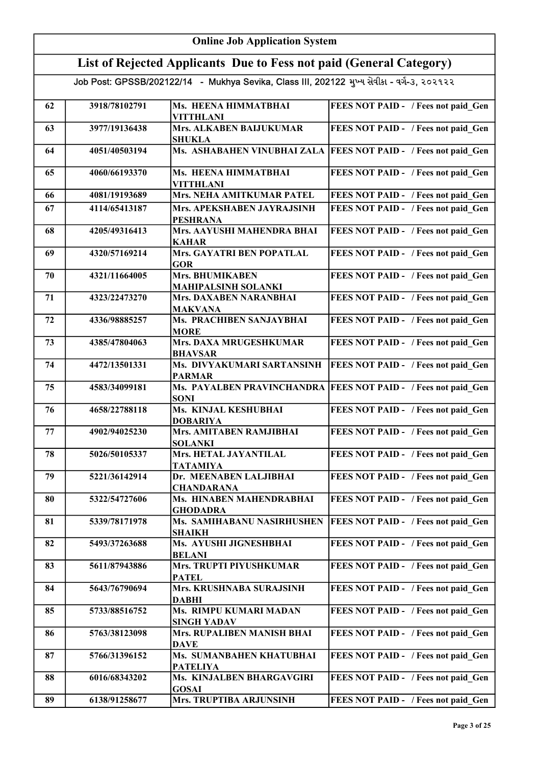# Online Job Application System

## List of Rejected Applicants Due to Fess not paid (General Category)

Job Post: GPSSB/202122/14 - Mukhya Sevika, Class III, 202122 મુખ્ય સેવીકા - વર્ગ-૩, ૨૦૨૧૨૨

| | | | |
|---|---|---|---|
| 62 | 3918/78102791 | Ms. HEENA HIMMATBHAI VITTHLANI | FEES NOT PAID - / Fees not paid_Gen |
| 63 | 3977/19136438 | Mrs. ALKABEN BAIJUKUMAR SHUKLA | FEES NOT PAID - / Fees not paid_Gen |
| 64 | 4051/40503194 | Ms. ASHABAHEN VINUBHAI ZALA | FEES NOT PAID - / Fees not paid_Gen |
| 65 | 4060/66193370 | Ms. HEENA HIMMATBHAI VITTHLANI | FEES NOT PAID - / Fees not paid_Gen |
| 66 | 4081/19193689 | Mrs. NEHA AMITKUMAR PATEL | FEES NOT PAID - / Fees not paid_Gen |
| 67 | 4114/65413187 | Mrs. APEKSHABEN JAYRAJSINH PESHRANA | FEES NOT PAID - / Fees not paid_Gen |
| 68 | 4205/49316413 | Mrs. AAYUSHI MAHENDRA BHAI KAHAR | FEES NOT PAID - / Fees not paid_Gen |
| 69 | 4320/57169214 | Mrs. GAYATRI BEN POPATLAL GOR | FEES NOT PAID - / Fees not paid_Gen |
| 70 | 4321/11664005 | Mrs. BHUMIKABEN MAHIPALSINH SOLANKI | FEES NOT PAID - / Fees not paid_Gen |
| 71 | 4323/22473270 | Mrs. DAXABEN NARANBHAI MAKVANA | FEES NOT PAID - / Fees not paid_Gen |
| 72 | 4336/98885257 | Ms. PRACHIBEN SANJAYBHAI MORE | FEES NOT PAID - / Fees not paid_Gen |
| 73 | 4385/47804063 | Mrs. DAXA MRUGESHKUMAR BHAVSAR | FEES NOT PAID - / Fees not paid_Gen |
| 74 | 4472/13501331 | Ms. DIVYAKUMARI SARTANSINH PARMAR | FEES NOT PAID - / Fees not paid_Gen |
| 75 | 4583/34099181 | Ms. PAYALBEN PRAVINCHANDRA SONI | FEES NOT PAID - / Fees not paid_Gen |
| 76 | 4658/22788118 | Ms. KINJAL KESHUBHAI DOBARIYA | FEES NOT PAID - / Fees not paid_Gen |
| 77 | 4902/94025230 | Mrs. AMITABEN RAMJIBHAI SOLANKI | FEES NOT PAID - / Fees not paid_Gen |
| 78 | 5026/50105337 | Mrs. HETAL JAYANTILAL TATAMIYA | FEES NOT PAID - / Fees not paid_Gen |
| 79 | 5221/36142914 | Dr. MEENABEN LALJIBHAI CHANDARANA | FEES NOT PAID - / Fees not paid_Gen |
| 80 | 5322/54727606 | Ms. HINABEN MAHENDRABHAI GHODADRA | FEES NOT PAID - / Fees not paid_Gen |
| 81 | 5339/78171978 | Ms. SAMIHABANU NASIRHUSHEN SHAIKH | FEES NOT PAID - / Fees not paid_Gen |
| 82 | 5493/37263688 | Ms. AYUSHI JIGNESHBHAI BELANI | FEES NOT PAID - / Fees not paid_Gen |
| 83 | 5611/87943886 | Mrs. TRUPTI PIYUSHKUMAR PATEL | FEES NOT PAID - / Fees not paid_Gen |
| 84 | 5643/76790694 | Mrs. KRUSHNABA SURAJSINH DABHI | FEES NOT PAID - / Fees not paid_Gen |
| 85 | 5733/88516752 | Ms. RIMPU KUMARI MADAN SINGH YADAV | FEES NOT PAID - / Fees not paid_Gen |
| 86 | 5763/38123098 | Mrs. RUPALIBEN MANISH BHAI DAVE | FEES NOT PAID - / Fees not paid_Gen |
| 87 | 5766/31396152 | Ms. SUMANBAHEN KHATUBHAI PATELIYA | FEES NOT PAID - / Fees not paid_Gen |
| 88 | 6016/68343202 | Ms. KINJALBEN BHARGAVGIRI GOSAI | FEES NOT PAID - / Fees not paid_Gen |
| 89 | 6138/91258677 | Mrs. TRUPTIBA ARJUNSINH | FEES NOT PAID - / Fees not paid_Gen |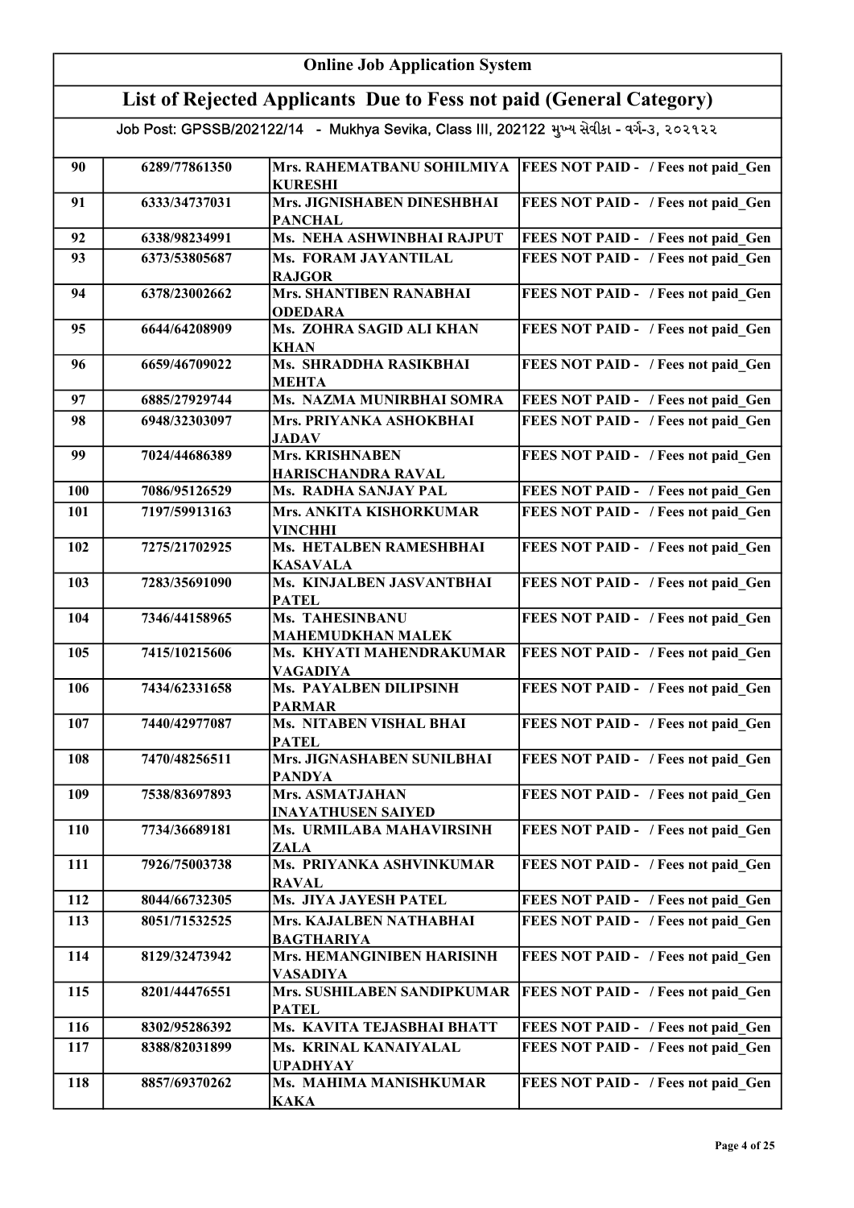# Online Job Application System

## List of Rejected Applicants Due to Fess not paid (General Category)

Job Post: GPSSB/202122/14 - Mukhya Sevika, Class III, 202122 મુખ્ય સેવીકા - વર્ગ-૩, ૨૦૨૧૨૨

| | | | |
|---|---|---|---|
| 90 | 6289/77861350 | Mrs. RAHEMATBANU SOHILMIYA KURESHI | FEES NOT PAID - / Fees not paid_Gen |
| 91 | 6333/34737031 | Mrs. JIGNISHABEN DINESHBHAI PANCHAL | FEES NOT PAID - / Fees not paid_Gen |
| 92 | 6338/98234991 | Ms. NEHA ASHWINBHAI RAJPUT | FEES NOT PAID - / Fees not paid_Gen |
| 93 | 6373/53805687 | Ms. FORAM JAYANTILAL RAJGOR | FEES NOT PAID - / Fees not paid_Gen |
| 94 | 6378/23002662 | Mrs. SHANTIBEN RANABHAI ODEDARA | FEES NOT PAID - / Fees not paid_Gen |
| 95 | 6644/64208909 | Ms. ZOHRA SAGID ALI KHAN KHAN | FEES NOT PAID - / Fees not paid_Gen |
| 96 | 6659/46709022 | Ms. SHRADDHA RASIKBHAI MEHTA | FEES NOT PAID - / Fees not paid_Gen |
| 97 | 6885/27929744 | Ms. NAZMA MUNIRBHAI SOMRA | FEES NOT PAID - / Fees not paid_Gen |
| 98 | 6948/32303097 | Mrs. PRIYANKA ASHOKBHAI JADAV | FEES NOT PAID - / Fees not paid_Gen |
| 99 | 7024/44686389 | Mrs. KRISHNABEN HARISCHANDRA RAVAL | FEES NOT PAID - / Fees not paid_Gen |
| 100 | 7086/95126529 | Ms. RADHA SANJAY PAL | FEES NOT PAID - / Fees not paid_Gen |
| 101 | 7197/59913163 | Mrs. ANKITA KISHORKUMAR VINCHHI | FEES NOT PAID - / Fees not paid_Gen |
| 102 | 7275/21702925 | Ms. HETALBEN RAMESHBHAI KASAVALA | FEES NOT PAID - / Fees not paid_Gen |
| 103 | 7283/35691090 | Ms. KINJALBEN JASVANTBHAI PATEL | FEES NOT PAID - / Fees not paid_Gen |
| 104 | 7346/44158965 | Ms. TAHESINBANU MAHEMUDKHAN MALEK | FEES NOT PAID - / Fees not paid_Gen |
| 105 | 7415/10215606 | Ms. KHYATI MAHENDRAKUMAR VAGADIYA | FEES NOT PAID - / Fees not paid_Gen |
| 106 | 7434/62331658 | Ms. PAYALBEN DILIPSINH PARMAR | FEES NOT PAID - / Fees not paid_Gen |
| 107 | 7440/42977087 | Ms. NITABEN VISHAL BHAI PATEL | FEES NOT PAID - / Fees not paid_Gen |
| 108 | 7470/48256511 | Mrs. JIGNASHABEN SUNILBHAI PANDYA | FEES NOT PAID - / Fees not paid_Gen |
| 109 | 7538/83697893 | Mrs. ASMATJAHAN INAYATHUSEN SAIYED | FEES NOT PAID - / Fees not paid_Gen |
| 110 | 7734/36689181 | Ms. URMILABA MAHAVIRSINH ZALA | FEES NOT PAID - / Fees not paid_Gen |
| 111 | 7926/75003738 | Ms. PRIYANKA ASHVINKUMAR RAVAL | FEES NOT PAID - / Fees not paid_Gen |
| 112 | 8044/66732305 | Ms. JIYA JAYESH PATEL | FEES NOT PAID - / Fees not paid_Gen |
| 113 | 8051/71532525 | Mrs. KAJALBEN NATHABHAI BAGTHARIYA | FEES NOT PAID - / Fees not paid_Gen |
| 114 | 8129/32473942 | Mrs. HEMANGINIBEN HARISINH VASADIYA | FEES NOT PAID - / Fees not paid_Gen |
| 115 | 8201/44476551 | Mrs. SUSHILABEN SANDIPKUMAR PATEL | FEES NOT PAID - / Fees not paid_Gen |
| 116 | 8302/95286392 | Ms. KAVITA TEJASBHAI BHATT | FEES NOT PAID - / Fees not paid_Gen |
| 117 | 8388/82031899 | Ms. KRINAL KANAIYALAL UPADHYAY | FEES NOT PAID - / Fees not paid_Gen |
| 118 | 8857/69370262 | Ms. MAHIMA MANISHKUMAR KAKA | FEES NOT PAID - / Fees not paid_Gen |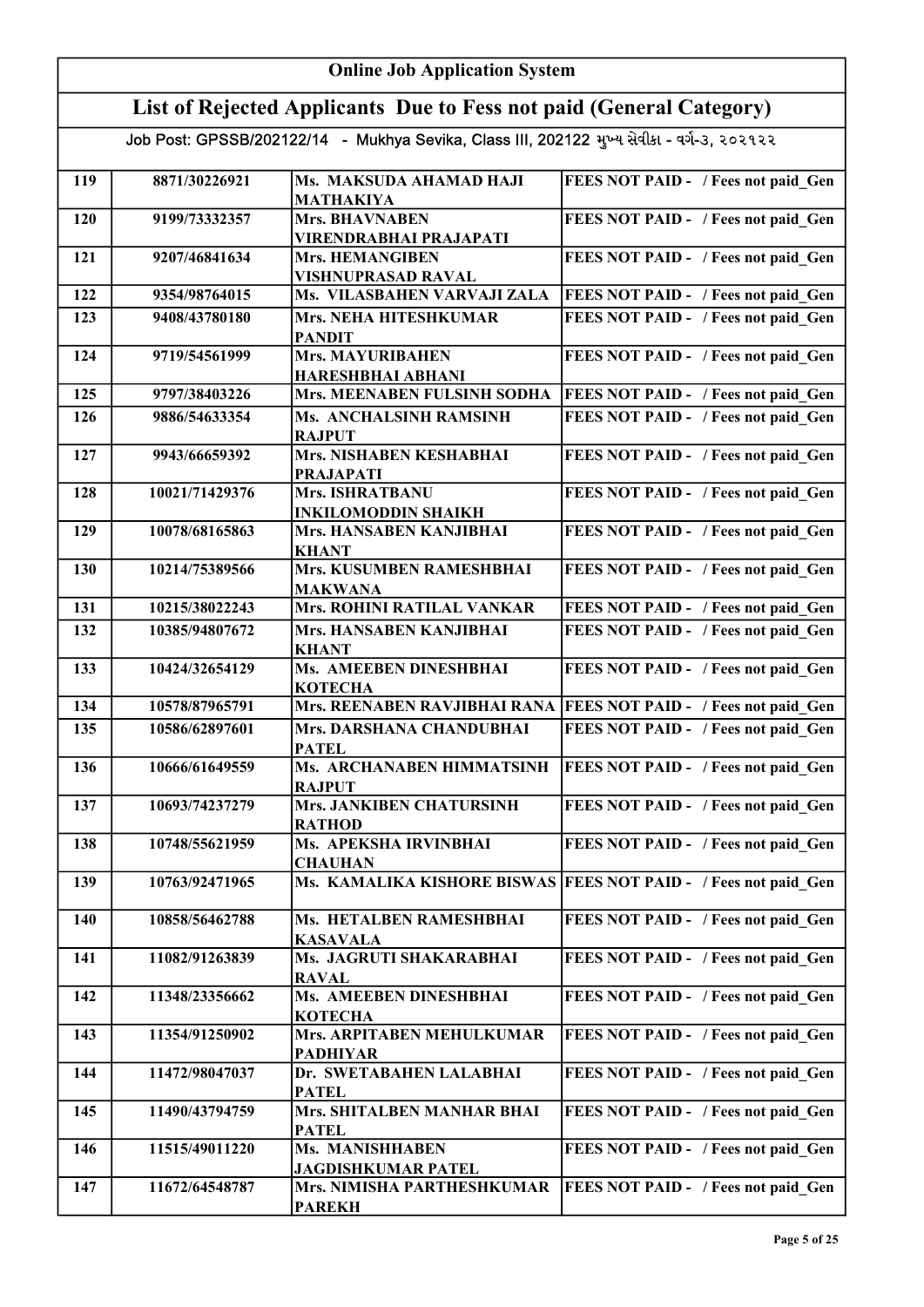# Online Job Application System

## List of Rejected Applicants Due to Fess not paid (General Category)

### Job Post: GPSSB/202122/14 - Mukhya Sevika, Class III, 202122 મુખ્ય સેવીકા - વર્ગ-૩, ૨૦૨૧૨૨

| | | | |
|---|---|---|---|
| 119 | 8871/30226921 | Ms. MAKSUDA AHAMAD HAJI MATHAKIYA | FEES NOT PAID - / Fees not paid_Gen |
| 120 | 9199/73332357 | Mrs. BHAVNABEN VIRENDRABHAI PRAJAPATI | FEES NOT PAID - / Fees not paid_Gen |
| 121 | 9207/46841634 | Mrs. HEMANGIBEN VISHNUPRASAD RAVAL | FEES NOT PAID - / Fees not paid_Gen |
| 122 | 9354/98764015 | Ms. VILASBAHEN VARVAJI ZALA | FEES NOT PAID - / Fees not paid_Gen |
| 123 | 9408/43780180 | Mrs. NEHA HITESHKUMAR PANDIT | FEES NOT PAID - / Fees not paid_Gen |
| 124 | 9719/54561999 | Mrs. MAYURIBAHEN HARESHBHAI ABHANI | FEES NOT PAID - / Fees not paid_Gen |
| 125 | 9797/38403226 | Mrs. MEENABEN FULSINH SODHA | FEES NOT PAID - / Fees not paid_Gen |
| 126 | 9886/54633354 | Ms. ANCHALSINH RAMSINH RAJPUT | FEES NOT PAID - / Fees not paid_Gen |
| 127 | 9943/66659392 | Mrs. NISHABEN KESHABHAI PRAJAPATI | FEES NOT PAID - / Fees not paid_Gen |
| 128 | 10021/71429376 | Mrs. ISHRATBANU INKILOMODDIN SHAIKH | FEES NOT PAID - / Fees not paid_Gen |
| 129 | 10078/68165863 | Mrs. HANSABEN KANJIBHAI KHANT | FEES NOT PAID - / Fees not paid_Gen |
| 130 | 10214/75389566 | Mrs. KUSUMBEN RAMESHBHAI MAKWANA | FEES NOT PAID - / Fees not paid_Gen |
| 131 | 10215/38022243 | Mrs. ROHINI RATILAL VANKAR | FEES NOT PAID - / Fees not paid_Gen |
| 132 | 10385/94807672 | Mrs. HANSABEN KANJIBHAI KHANT | FEES NOT PAID - / Fees not paid_Gen |
| 133 | 10424/32654129 | Ms. AMEEBEN DINESHBHAI KOTECHA | FEES NOT PAID - / Fees not paid_Gen |
| 134 | 10578/87965791 | Mrs. REENABEN RAVJIBHAI RANA | FEES NOT PAID - / Fees not paid_Gen |
| 135 | 10586/62897601 | Mrs. DARSHANA CHANDUBHAI PATEL | FEES NOT PAID - / Fees not paid_Gen |
| 136 | 10666/61649559 | Ms. ARCHANABEN HIMMATSINH RAJPUT | FEES NOT PAID - / Fees not paid_Gen |
| 137 | 10693/74237279 | Mrs. JANKIBEN CHATURSINH RATHOD | FEES NOT PAID - / Fees not paid_Gen |
| 138 | 10748/55621959 | Ms. APEKSHA IRVINBHAI CHAUHAN | FEES NOT PAID - / Fees not paid_Gen |
| 139 | 10763/92471965 | Ms. KAMALIKA KISHORE BISWAS | FEES NOT PAID - / Fees not paid_Gen |
| 140 | 10858/56462788 | Ms. HETALBEN RAMESHBHAI KASAVALA | FEES NOT PAID - / Fees not paid_Gen |
| 141 | 11082/91263839 | Ms. JAGRUTI SHAKARABHAI RAVAL | FEES NOT PAID - / Fees not paid_Gen |
| 142 | 11348/23356662 | Ms. AMEEBEN DINESHBHAI KOTECHA | FEES NOT PAID - / Fees not paid_Gen |
| 143 | 11354/91250902 | Mrs. ARPITABEN MEHULKUMAR PADHIYAR | FEES NOT PAID - / Fees not paid_Gen |
| 144 | 11472/98047037 | Dr. SWETABAHEN LALABHAI PATEL | FEES NOT PAID - / Fees not paid_Gen |
| 145 | 11490/43794759 | Mrs. SHITALBEN MANHAR BHAI PATEL | FEES NOT PAID - / Fees not paid_Gen |
| 146 | 11515/49011220 | Ms. MANISHHABEN JAGDISHKUMAR PATEL | FEES NOT PAID - / Fees not paid_Gen |
| 147 | 11672/64548787 | Mrs. NIMISHA PARTHESHKUMAR PAREKH | FEES NOT PAID - / Fees not paid_Gen |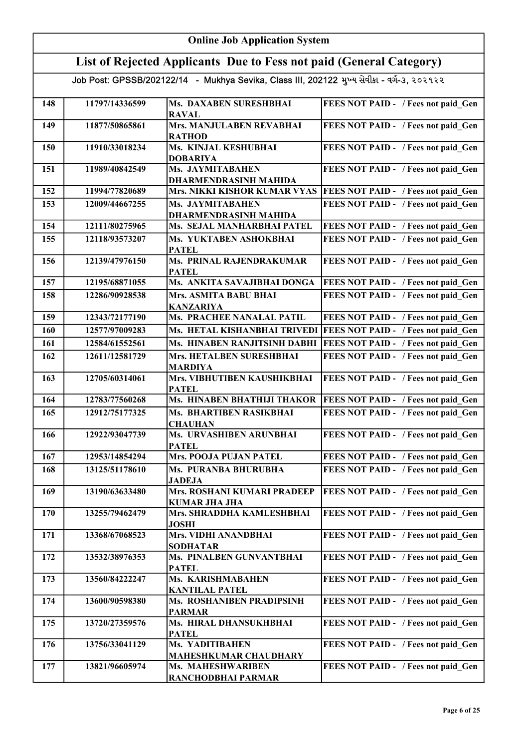# Online Job Application System

## List of Rejected Applicants Due to Fess not paid (General Category)

Job Post: GPSSB/202122/14 - Mukhya Sevika, Class III, 202122 મુખ્ય સેવીકા - વર્ગ-૩, ૨૦૨૧૨૨

| | | | |
|---|---|---|---|
| 148 | 11797/14336599 | Ms. DAXABEN SURESHBHAI RAVAL | FEES NOT PAID - / Fees not paid_Gen |
| 149 | 11877/50865861 | Mrs. MANJULABEN REVABHAI RATHOD | FEES NOT PAID - / Fees not paid_Gen |
| 150 | 11910/33018234 | Ms. KINJAL KESHUBHAI DOBARIYA | FEES NOT PAID - / Fees not paid_Gen |
| 151 | 11989/40842549 | Ms. JAYMITABAHEN DHARMENDRASINH MAHIDA | FEES NOT PAID - / Fees not paid_Gen |
| 152 | 11994/77820689 | Mrs. NIKKI KISHOR KUMAR VYAS | FEES NOT PAID - / Fees not paid_Gen |
| 153 | 12009/44667255 | Ms. JAYMITABAHEN DHARMENDRASINH MAHIDA | FEES NOT PAID - / Fees not paid_Gen |
| 154 | 12111/80275965 | Ms. SEJAL MANHARBHAI PATEL | FEES NOT PAID - / Fees not paid_Gen |
| 155 | 12118/93573207 | Ms. YUKTABEN ASHOKBHAI PATEL | FEES NOT PAID - / Fees not paid_Gen |
| 156 | 12139/47976150 | Ms. PRINAL RAJENDRAKUMAR PATEL | FEES NOT PAID - / Fees not paid_Gen |
| 157 | 12195/68871055 | Ms. ANKITA SAVAJIBHAI DONGA | FEES NOT PAID - / Fees not paid_Gen |
| 158 | 12286/90928538 | Mrs. ASMITA BABU BHAI KANZARIYA | FEES NOT PAID - / Fees not paid_Gen |
| 159 | 12343/72177190 | Ms. PRACHEE NANALAL PATIL | FEES NOT PAID - / Fees not paid_Gen |
| 160 | 12577/97009283 | Ms. HETAL KISHANBHAI TRIVEDI | FEES NOT PAID - / Fees not paid_Gen |
| 161 | 12584/61552561 | Ms. HINABEN RANJITSINH DABHI | FEES NOT PAID - / Fees not paid_Gen |
| 162 | 12611/12581729 | Mrs. HETALBEN SURESHBHAI MARDIYA | FEES NOT PAID - / Fees not paid_Gen |
| 163 | 12705/60314061 | Mrs. VIBHUTIBEN KAUSHIKBHAI PATEL | FEES NOT PAID - / Fees not paid_Gen |
| 164 | 12783/77560268 | Ms. HINABEN BHATHIJI THAKOR | FEES NOT PAID - / Fees not paid_Gen |
| 165 | 12912/75177325 | Ms. BHARTIBEN RASIKBHAI CHAUHAN | FEES NOT PAID - / Fees not paid_Gen |
| 166 | 12922/93047739 | Ms. URVASHIBEN ARUNBHAI PATEL | FEES NOT PAID - / Fees not paid_Gen |
| 167 | 12953/14854294 | Mrs. POOJA PUJAN PATEL | FEES NOT PAID - / Fees not paid_Gen |
| 168 | 13125/51178610 | Ms. PURANBA BHURUBHA JADEJA | FEES NOT PAID - / Fees not paid_Gen |
| 169 | 13190/63633480 | Mrs. ROSHANI KUMARI PRADEEP KUMAR JHA JHA | FEES NOT PAID - / Fees not paid_Gen |
| 170 | 13255/79462479 | Mrs. SHRADDHA KAMLESHBHAI JOSHI | FEES NOT PAID - / Fees not paid_Gen |
| 171 | 13368/67068523 | Mrs. VIDHI ANANDBHAI SODHATAR | FEES NOT PAID - / Fees not paid_Gen |
| 172 | 13532/38976353 | Ms. PINALBEN GUNVANTBHAI PATEL | FEES NOT PAID - / Fees not paid_Gen |
| 173 | 13560/84222247 | Ms. KARISHMABAHEN KANTILAL PATEL | FEES NOT PAID - / Fees not paid_Gen |
| 174 | 13600/90598380 | Ms. ROSHANIBEN PRADIPSINH PARMAR | FEES NOT PAID - / Fees not paid_Gen |
| 175 | 13720/27359576 | Ms. HIRAL DHANSUKHBHAI PATEL | FEES NOT PAID - / Fees not paid_Gen |
| 176 | 13756/33041129 | Ms. YADITIBAHEN MAHESHKUMAR CHAUDHARY | FEES NOT PAID - / Fees not paid_Gen |
| 177 | 13821/96605974 | Ms. MAHESHWARIBEN RANCHODBHAI PARMAR | FEES NOT PAID - / Fees not paid_Gen |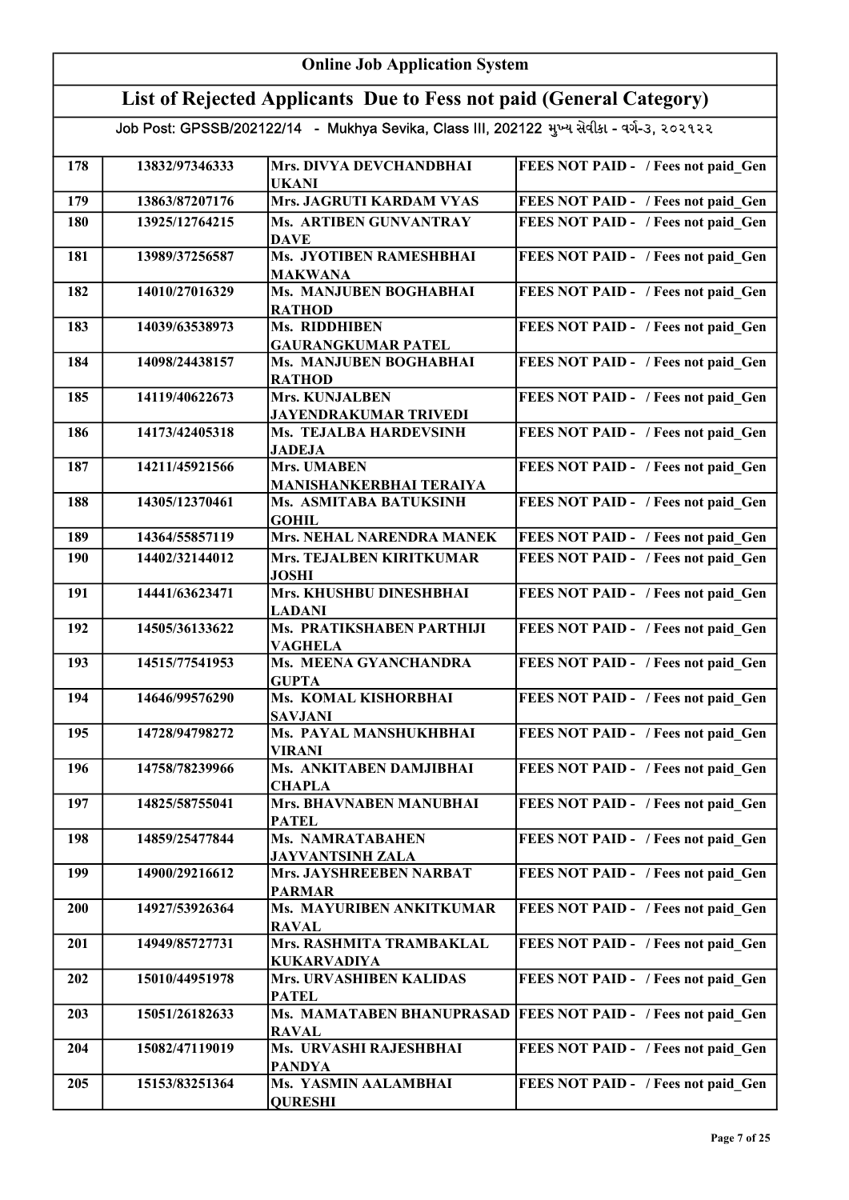# Online Job Application System

## List of Rejected Applicants Due to Fess not paid (General Category)

Job Post: GPSSB/202122/14 - Mukhya Sevika, Class III, 202122 મુખ્ય સેવીકા - વર્ગ-૩, ૨૦૨૧૨૨

| | | | |
|---|---|---|---|
| 178 | 13832/97346333 | Mrs. DIVYA DEVCHANDBHAI UKANI | FEES NOT PAID - / Fees not paid_Gen |
| 179 | 13863/87207176 | Mrs. JAGRUTI KARDAM VYAS | FEES NOT PAID - / Fees not paid_Gen |
| 180 | 13925/12764215 | Ms. ARTIBEN GUNVANTRAY DAVE | FEES NOT PAID - / Fees not paid_Gen |
| 181 | 13989/37256587 | Ms. JYOTIBEN RAMESHBHAI MAKWANA | FEES NOT PAID - / Fees not paid_Gen |
| 182 | 14010/27016329 | Ms. MANJUBEN BOGHABHAI RATHOD | FEES NOT PAID - / Fees not paid_Gen |
| 183 | 14039/63538973 | Ms. RIDDHIBEN GAURANGKUMAR PATEL | FEES NOT PAID - / Fees not paid_Gen |
| 184 | 14098/24438157 | Ms. MANJUBEN BOGHABHAI RATHOD | FEES NOT PAID - / Fees not paid_Gen |
| 185 | 14119/40622673 | Mrs. KUNJALBEN JAYENDRAKUMAR TRIVEDI | FEES NOT PAID - / Fees not paid_Gen |
| 186 | 14173/42405318 | Ms. TEJALBA HARDEVSINH JADEJA | FEES NOT PAID - / Fees not paid_Gen |
| 187 | 14211/45921566 | Mrs. UMABEN MANISHANKERBHAI TERAIYA | FEES NOT PAID - / Fees not paid_Gen |
| 188 | 14305/12370461 | Ms. ASMITABA BATUKSINH GOHIL | FEES NOT PAID - / Fees not paid_Gen |
| 189 | 14364/55857119 | Mrs. NEHAL NARENDRA MANEK | FEES NOT PAID - / Fees not paid_Gen |
| 190 | 14402/32144012 | Mrs. TEJALBEN KIRITKUMAR JOSHI | FEES NOT PAID - / Fees not paid_Gen |
| 191 | 14441/63623471 | Mrs. KHUSHBU DINESHBHAI LADANI | FEES NOT PAID - / Fees not paid_Gen |
| 192 | 14505/36133622 | Ms. PRATIKSHABEN PARTHIJI VAGHELA | FEES NOT PAID - / Fees not paid_Gen |
| 193 | 14515/77541953 | Ms. MEENA GYANCHANDRA GUPTA | FEES NOT PAID - / Fees not paid_Gen |
| 194 | 14646/99576290 | Ms. KOMAL KISHORBHAI SAVJANI | FEES NOT PAID - / Fees not paid_Gen |
| 195 | 14728/94798272 | Ms. PAYAL MANSHUKHBHAI VIRANI | FEES NOT PAID - / Fees not paid_Gen |
| 196 | 14758/78239966 | Ms. ANKITABEN DAMJIBHAI CHAPLA | FEES NOT PAID - / Fees not paid_Gen |
| 197 | 14825/58755041 | Mrs. BHAVNABEN MANUBHAI PATEL | FEES NOT PAID - / Fees not paid_Gen |
| 198 | 14859/25477844 | Ms. NAMRATABAHEN JAYVANTSINH ZALA | FEES NOT PAID - / Fees not paid_Gen |
| 199 | 14900/29216612 | Mrs. JAYSHREEBEN NARBAT PARMAR | FEES NOT PAID - / Fees not paid_Gen |
| 200 | 14927/53926364 | Ms. MAYURIBEN ANKITKUMAR RAVAL | FEES NOT PAID - / Fees not paid_Gen |
| 201 | 14949/85727731 | Mrs. RASHMITA TRAMBAKLAL KUKARVADIYA | FEES NOT PAID - / Fees not paid_Gen |
| 202 | 15010/44951978 | Mrs. URVASHIBEN KALIDAS PATEL | FEES NOT PAID - / Fees not paid_Gen |
| 203 | 15051/26182633 | Ms. MAMATABEN BHANUPRASAD RAVAL | FEES NOT PAID - / Fees not paid_Gen |
| 204 | 15082/47119019 | Ms. URVASHI RAJESHBHAI PANDYA | FEES NOT PAID - / Fees not paid_Gen |
| 205 | 15153/83251364 | Ms. YASMIN AALAMBHAI QURESHI | FEES NOT PAID - / Fees not paid_Gen |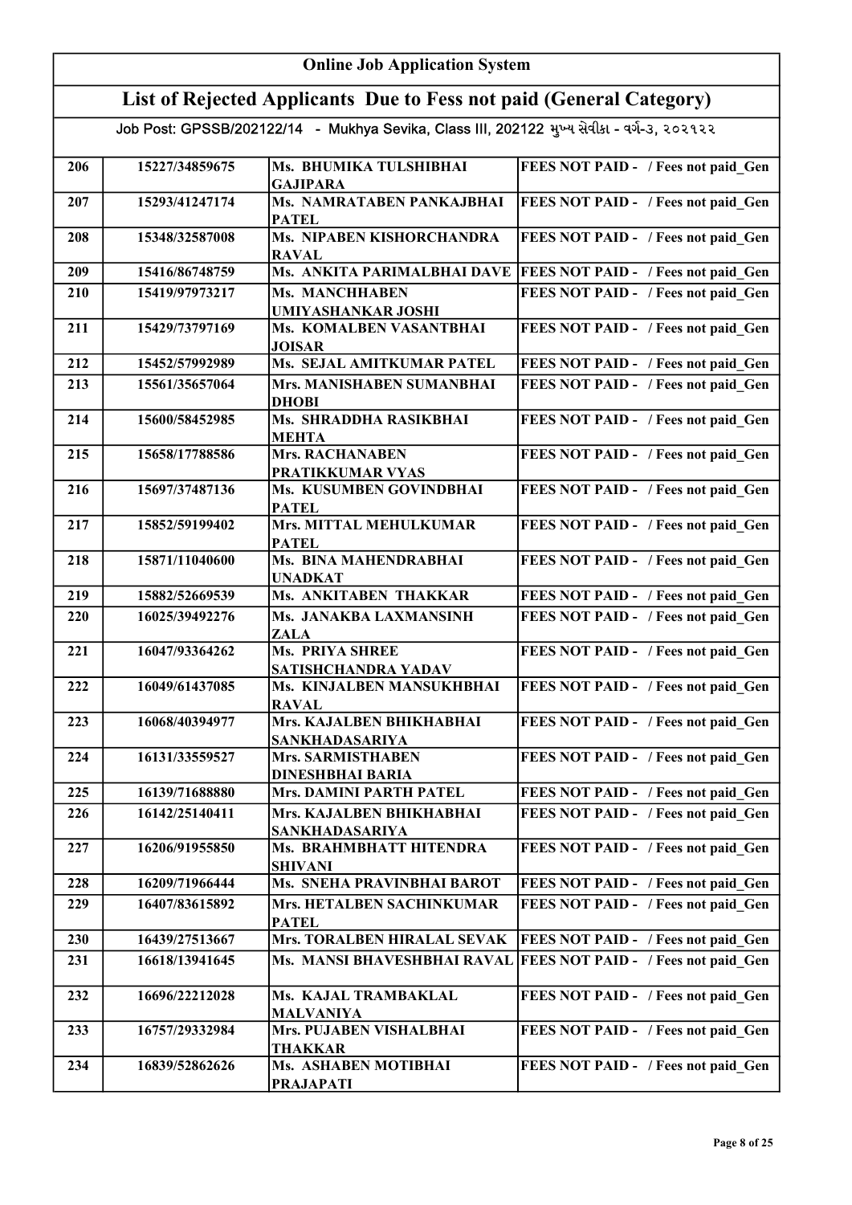# Online Job Application System

## List of Rejected Applicants Due to Fess not paid (General Category)

### Job Post: GPSSB/202122/14 - Mukhya Sevika, Class III, 202122 મુખ્ય સેવીકા - વર્ગ-૩, ૨૦૨૧૨૨

| | | | |
|---|---|---|---|
| 206 | 15227/34859675 | Ms. BHUMIKA TULSHIBHAI GAJIPARA | FEES NOT PAID - / Fees not paid_Gen |
| 207 | 15293/41247174 | Ms. NAMRATABEN PANKAJBHAI PATEL | FEES NOT PAID - / Fees not paid_Gen |
| 208 | 15348/32587008 | Ms. NIPABEN KISHORCHANDRA RAVAL | FEES NOT PAID - / Fees not paid_Gen |
| 209 | 15416/86748759 | Ms. ANKITA PARIMALBHAI DAVE | FEES NOT PAID - / Fees not paid_Gen |
| 210 | 15419/97973217 | Ms. MANCHHABEN UMIYASHANKAR JOSHI | FEES NOT PAID - / Fees not paid_Gen |
| 211 | 15429/73797169 | Ms. KOMALBEN VASANTBHAI JOISAR | FEES NOT PAID - / Fees not paid_Gen |
| 212 | 15452/57992989 | Ms. SEJAL AMITKUMAR PATEL | FEES NOT PAID - / Fees not paid_Gen |
| 213 | 15561/35657064 | Mrs. MANISHABEN SUMANBHAI DHOBI | FEES NOT PAID - / Fees not paid_Gen |
| 214 | 15600/58452985 | Ms. SHRADDHA RASIKBHAI MEHTA | FEES NOT PAID - / Fees not paid_Gen |
| 215 | 15658/17788586 | Mrs. RACHANABEN PRATIKKUMAR VYAS | FEES NOT PAID - / Fees not paid_Gen |
| 216 | 15697/37487136 | Ms. KUSUMBEN GOVINDBHAI PATEL | FEES NOT PAID - / Fees not paid_Gen |
| 217 | 15852/59199402 | Mrs. MITTAL MEHULKUMAR PATEL | FEES NOT PAID - / Fees not paid_Gen |
| 218 | 15871/11040600 | Ms. BINA MAHENDRABHAI UNADKAT | FEES NOT PAID - / Fees not paid_Gen |
| 219 | 15882/52669539 | Ms. ANKITABEN THAKKAR | FEES NOT PAID - / Fees not paid_Gen |
| 220 | 16025/39492276 | Ms. JANAKBA LAXMANSINH ZALA | FEES NOT PAID - / Fees not paid_Gen |
| 221 | 16047/93364262 | Ms. PRIYA SHREE SATISHCHANDRA YADAV | FEES NOT PAID - / Fees not paid_Gen |
| 222 | 16049/61437085 | Ms. KINJALBEN MANSUKHBHAI RAVAL | FEES NOT PAID - / Fees not paid_Gen |
| 223 | 16068/40394977 | Mrs. KAJALBEN BHIKHABHAI SANKHADASARIYA | FEES NOT PAID - / Fees not paid_Gen |
| 224 | 16131/33559527 | Mrs. SARMISTHABEN DINESHBHAI BARIA | FEES NOT PAID - / Fees not paid_Gen |
| 225 | 16139/71688880 | Mrs. DAMINI PARTH PATEL | FEES NOT PAID - / Fees not paid_Gen |
| 226 | 16142/25140411 | Mrs. KAJALBEN BHIKHABHAI SANKHADASARIYA | FEES NOT PAID - / Fees not paid_Gen |
| 227 | 16206/91955850 | Ms. BRAHMBHATT HITENDRA SHIVANI | FEES NOT PAID - / Fees not paid_Gen |
| 228 | 16209/71966444 | Ms. SNEHA PRAVINBHAI BAROT | FEES NOT PAID - / Fees not paid_Gen |
| 229 | 16407/83615892 | Mrs. HETALBEN SACHINKUMAR PATEL | FEES NOT PAID - / Fees not paid_Gen |
| 230 | 16439/27513667 | Mrs. TORALBEN HIRALAL SEVAK | FEES NOT PAID - / Fees not paid_Gen |
| 231 | 16618/13941645 | Ms. MANSI BHAVESHBHAI RAVAL | FEES NOT PAID - / Fees not paid_Gen |
| 232 | 16696/22212028 | Ms. KAJAL TRAMBAKLAL MALVANIYA | FEES NOT PAID - / Fees not paid_Gen |
| 233 | 16757/29332984 | Mrs. PUJABEN VISHALBHAI THAKKAR | FEES NOT PAID - / Fees not paid_Gen |
| 234 | 16839/52862626 | Ms. ASHABEN MOTIBHAI PRAJAPATI | FEES NOT PAID - / Fees not paid_Gen |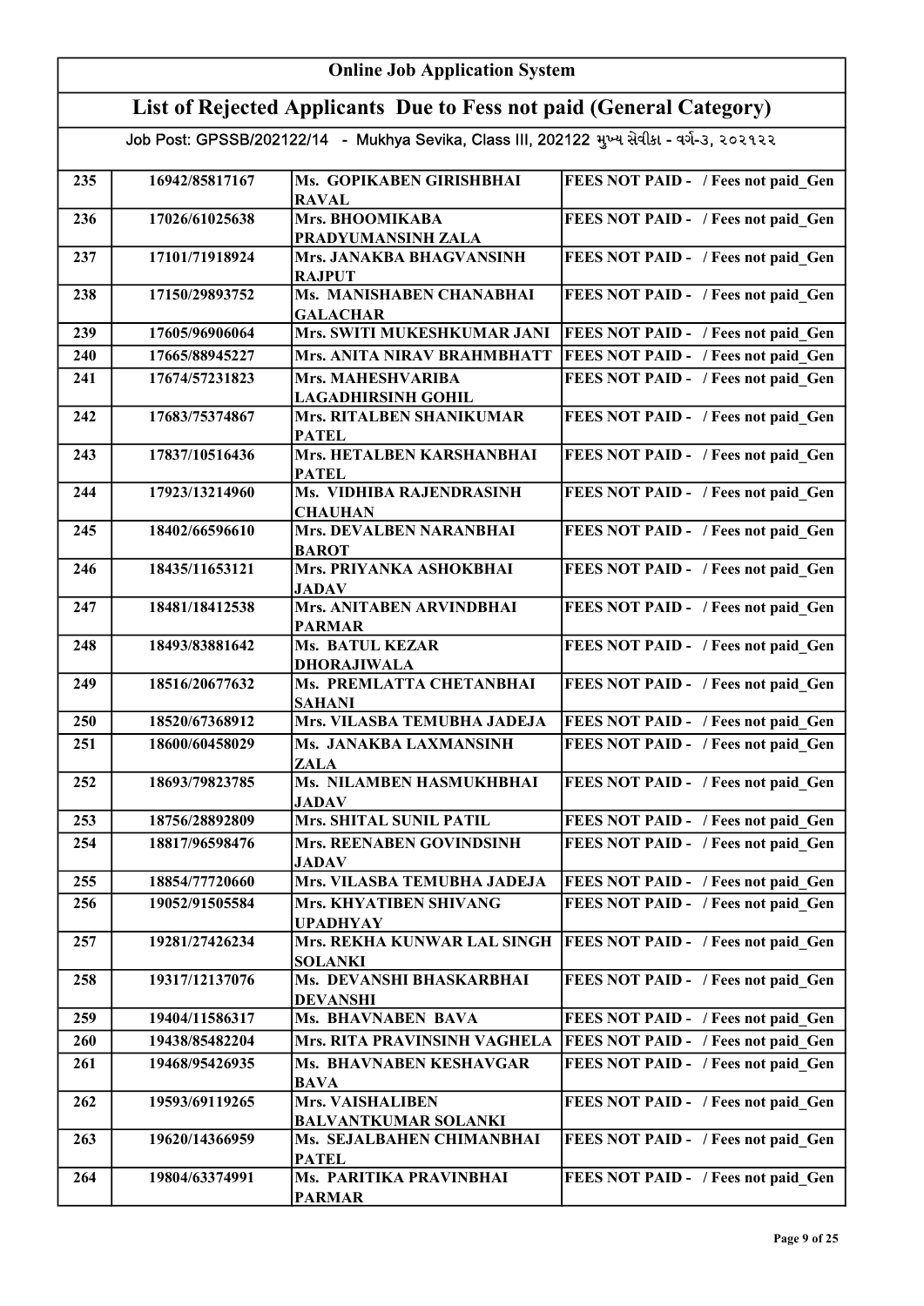| Online Job Application System | | | |
|---|---|---|---|
| **List of Rejected Applicants Due to Fess not paid (General Category)** | | | |
| Job Post: GPSSB/202122/14 - Mukhya Sevika, Class III, 202122 મુખ્ય સેવીકા - વર્ગ-૩, ૨૦૨૧૨૨ | | | |
| 235 | 16942/85817167 | Ms. GOPIKABEN GIRISHBHAI RAVAL | FEES NOT PAID - / Fees not paid_Gen |
| 236 | 17026/61025638 | Mrs. BHOOMIKABA PRADYUMANSINH ZALA | FEES NOT PAID - / Fees not paid_Gen |
| 237 | 17101/71918924 | Mrs. JANAKBA BHAGVANSINH RAJPUT | FEES NOT PAID - / Fees not paid_Gen |
| 238 | 17150/29893752 | Ms. MANISHABEN CHANABHAI GALACHAR | FEES NOT PAID - / Fees not paid_Gen |
| 239 | 17605/96906064 | Mrs. SWITI MUKESHKUMAR JANI | FEES NOT PAID - / Fees not paid_Gen |
| 240 | 17665/88945227 | Mrs. ANITA NIRAV BRAHMBHATT | FEES NOT PAID - / Fees not paid_Gen |
| 241 | 17674/57231823 | Mrs. MAHESHVARIBA LAGADHIRSINH GOHIL | FEES NOT PAID - / Fees not paid_Gen |
| 242 | 17683/75374867 | Mrs. RITALBEN SHANIKUMAR PATEL | FEES NOT PAID - / Fees not paid_Gen |
| 243 | 17837/10516436 | Mrs. HETALBEN KARSHANBHAI PATEL | FEES NOT PAID - / Fees not paid_Gen |
| 244 | 17923/13214960 | Ms. VIDHIBA RAJENDRASINH CHAUHAN | FEES NOT PAID - / Fees not paid_Gen |
| 245 | 18402/66596610 | Mrs. DEVALBEN NARANBHAI BAROT | FEES NOT PAID - / Fees not paid_Gen |
| 246 | 18435/11653121 | Mrs. PRIYANKA ASHOKBHAI JADAV | FEES NOT PAID - / Fees not paid_Gen |
| 247 | 18481/18412538 | Mrs. ANITABEN ARVINDBHAI PARMAR | FEES NOT PAID - / Fees not paid_Gen |
| 248 | 18493/83881642 | Ms. BATUL KEZAR DHORAJIWALA | FEES NOT PAID - / Fees not paid_Gen |
| 249 | 18516/20677632 | Ms. PREMLATTA CHETANBHAI SAHANI | FEES NOT PAID - / Fees not paid_Gen |
| 250 | 18520/67368912 | Mrs. VILASBA TEMUBHA JADEJA | FEES NOT PAID - / Fees not paid_Gen |
| 251 | 18600/60458029 | Ms. JANAKBA LAXMANSINH ZALA | FEES NOT PAID - / Fees not paid_Gen |
| 252 | 18693/79823785 | Ms. NILAMBEN HASMUKHBHAI JADAV | FEES NOT PAID - / Fees not paid_Gen |
| 253 | 18756/28892809 | Mrs. SHITAL SUNIL PATIL | FEES NOT PAID - / Fees not paid_Gen |
| 254 | 18817/96598476 | Mrs. REENABEN GOVINDSINH JADAV | FEES NOT PAID - / Fees not paid_Gen |
| 255 | 18854/77720660 | Mrs. VILASBA TEMUBHA JADEJA | FEES NOT PAID - / Fees not paid_Gen |
| 256 | 19052/91505584 | Mrs. KHYATIBEN SHIVANG UPADHYAY | FEES NOT PAID - / Fees not paid_Gen |
| 257 | 19281/27426234 | Mrs. REKHA KUNWAR LAL SINGH SOLANKI | FEES NOT PAID - / Fees not paid_Gen |
| 258 | 19317/12137076 | Ms. DEVANSHI BHASKARBHAI DEVANSHI | FEES NOT PAID - / Fees not paid_Gen |
| 259 | 19404/11586317 | Ms. BHAVNABEN BAVA | FEES NOT PAID - / Fees not paid_Gen |
| 260 | 19438/85482204 | Mrs. RITA PRAVINSINH VAGHELA | FEES NOT PAID - / Fees not paid_Gen |
| 261 | 19468/95426935 | Ms. BHAVNABEN KESHAVGAR BAVA | FEES NOT PAID - / Fees not paid_Gen |
| 262 | 19593/69119265 | Mrs. VAISHALIBEN BALVANTKUMAR SOLANKI | FEES NOT PAID - / Fees not paid_Gen |
| 263 | 19620/14366959 | Ms. SEJALBAHEN CHIMANBHAI PATEL | FEES NOT PAID - / Fees not paid_Gen |
| 264 | 19804/63374991 | Ms. PARITIKA PRAVINBHAI PARMAR | FEES NOT PAID - / Fees not paid_Gen |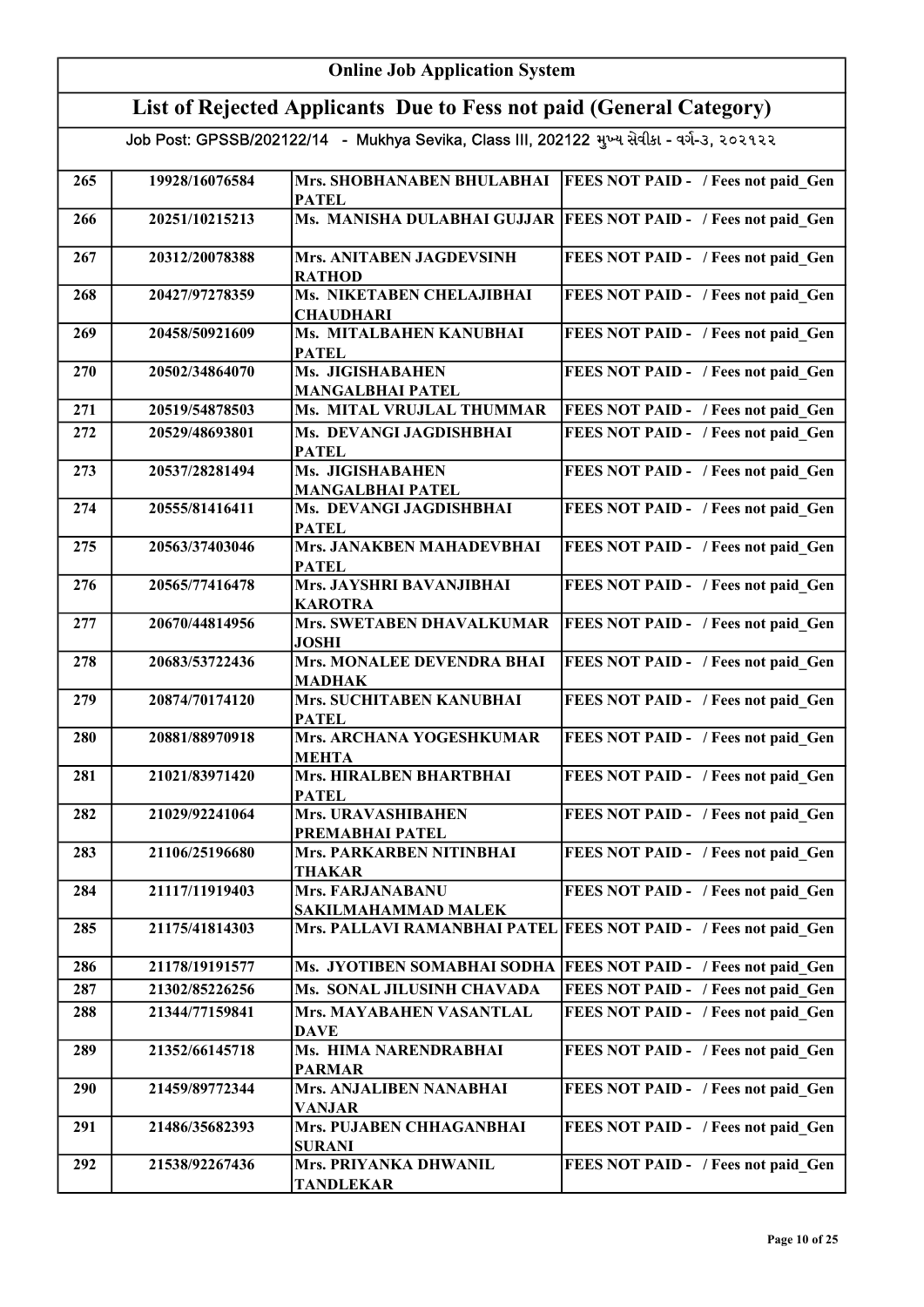# Online Job Application System

## List of Rejected Applicants Due to Fess not paid (General Category)

Job Post: GPSSB/202122/14 - Mukhya Sevika, Class III, 202122 મુખ્ય સેવીકા - વર્ગ-૩, ૨૦૨૧૨૨

| | | | |
|---|---|---|---|
| 265 | 19928/16076584 | Mrs. SHOBHANABEN BHULABHAI PATEL | FEES NOT PAID - / Fees not paid_Gen |
| 266 | 20251/10215213 | Ms. MANISHA DULABHAI GUJJAR | FEES NOT PAID - / Fees not paid_Gen |
| 267 | 20312/20078388 | Mrs. ANITABEN JAGDEVSINH RATHOD | FEES NOT PAID - / Fees not paid_Gen |
| 268 | 20427/97278359 | Ms. NIKETABEN CHELAJIBHAI CHAUDHARI | FEES NOT PAID - / Fees not paid_Gen |
| 269 | 20458/50921609 | Ms. MITALBAHEN KANUBHAI PATEL | FEES NOT PAID - / Fees not paid_Gen |
| 270 | 20502/34864070 | Ms. JIGISHABAHEN MANGALBHAI PATEL | FEES NOT PAID - / Fees not paid_Gen |
| 271 | 20519/54878503 | Ms. MITAL VRUJLAL THUMMAR | FEES NOT PAID - / Fees not paid_Gen |
| 272 | 20529/48693801 | Ms. DEVANGI JAGDISHBHAI PATEL | FEES NOT PAID - / Fees not paid_Gen |
| 273 | 20537/28281494 | Ms. JIGISHABAHEN MANGALBHAI PATEL | FEES NOT PAID - / Fees not paid_Gen |
| 274 | 20555/81416411 | Ms. DEVANGI JAGDISHBHAI PATEL | FEES NOT PAID - / Fees not paid_Gen |
| 275 | 20563/37403046 | Mrs. JANAKBEN MAHADEVBHAI PATEL | FEES NOT PAID - / Fees not paid_Gen |
| 276 | 20565/77416478 | Mrs. JAYSHRI BAVANJIBHAI KAROTRA | FEES NOT PAID - / Fees not paid_Gen |
| 277 | 20670/44814956 | Mrs. SWETABEN DHAVALKUMAR JOSHI | FEES NOT PAID - / Fees not paid_Gen |
| 278 | 20683/53722436 | Mrs. MONALEE DEVENDRA BHAI MADHAK | FEES NOT PAID - / Fees not paid_Gen |
| 279 | 20874/70174120 | Mrs. SUCHITABEN KANUBHAI PATEL | FEES NOT PAID - / Fees not paid_Gen |
| 280 | 20881/88970918 | Mrs. ARCHANA YOGESHKUMAR MEHTA | FEES NOT PAID - / Fees not paid_Gen |
| 281 | 21021/83971420 | Mrs. HIRALBEN BHARTBHAI PATEL | FEES NOT PAID - / Fees not paid_Gen |
| 282 | 21029/92241064 | Mrs. URAVASHIBAHEN PREMABHAI PATEL | FEES NOT PAID - / Fees not paid_Gen |
| 283 | 21106/25196680 | Mrs. PARKARBEN NITINBHAI THAKAR | FEES NOT PAID - / Fees not paid_Gen |
| 284 | 21117/11919403 | Mrs. FARJANABANU SAKILMAHAMMAD MALEK | FEES NOT PAID - / Fees not paid_Gen |
| 285 | 21175/41814303 | Mrs. PALLAVI RAMANBHAI PATEL | FEES NOT PAID - / Fees not paid_Gen |
| 286 | 21178/19191577 | Ms. JYOTIBEN SOMABHAI SODHA | FEES NOT PAID - / Fees not paid_Gen |
| 287 | 21302/85226256 | Ms. SONAL JILUSINH CHAVADA | FEES NOT PAID - / Fees not paid_Gen |
| 288 | 21344/77159841 | Mrs. MAYABAHEN VASANTLAL DAVE | FEES NOT PAID - / Fees not paid_Gen |
| 289 | 21352/66145718 | Ms. HIMA NARENDRABHAI PARMAR | FEES NOT PAID - / Fees not paid_Gen |
| 290 | 21459/89772344 | Mrs. ANJALIBEN NANABHAI VANJAR | FEES NOT PAID - / Fees not paid_Gen |
| 291 | 21486/35682393 | Mrs. PUJABEN CHHAGANBHAI SURANI | FEES NOT PAID - / Fees not paid_Gen |
| 292 | 21538/92267436 | Mrs. PRIYANKA DHWANIL TANDLEKAR | FEES NOT PAID - / Fees not paid_Gen |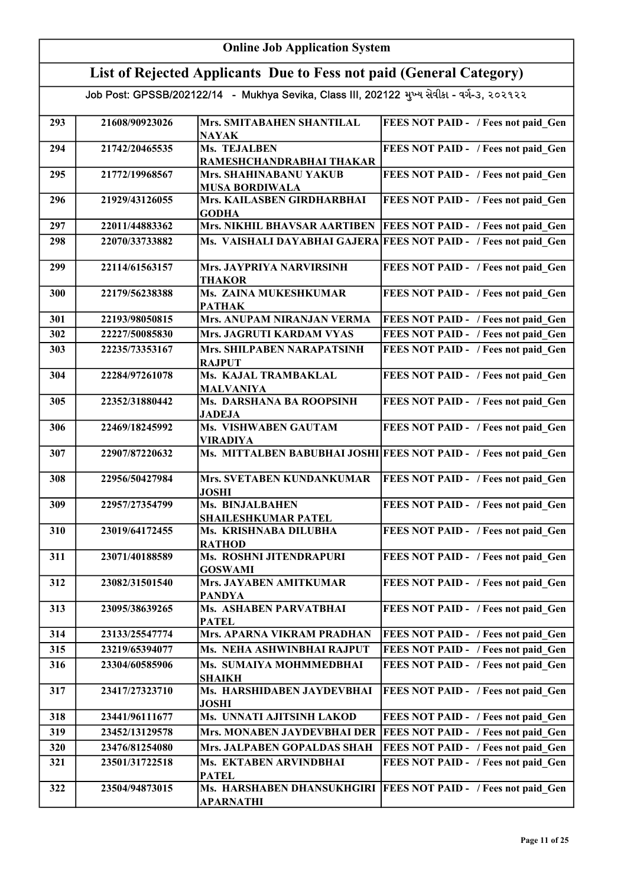# Online Job Application System

## List of Rejected Applicants Due to Fess not paid (General Category)

### Job Post: GPSSB/202122/14 - Mukhya Sevika, Class III, 202122 મુખ્ય સેવીકા - વર્ગ-૩, ૨૦૨૧૨૨

| | | | |
|---|---|---|---|
| 293 | 21608/90923026 | Mrs. SMITABAHEN SHANTILAL NAYAK | FEES NOT PAID - / Fees not paid_Gen |
| 294 | 21742/20465535 | Ms. TEJALBEN RAMESHCHANDRABHAI THAKAR | FEES NOT PAID - / Fees not paid_Gen |
| 295 | 21772/19968567 | Mrs. SHAHINABANU YAKUB MUSA BORDIWALA | FEES NOT PAID - / Fees not paid_Gen |
| 296 | 21929/43126055 | Mrs. KAILASBEN GIRDHARBHAI GODHA | FEES NOT PAID - / Fees not paid_Gen |
| 297 | 22011/44883362 | Mrs. NIKHIL BHAVSAR AARTIBEN | FEES NOT PAID - / Fees not paid_Gen |
| 298 | 22070/33733882 | Ms. VAISHALI DAYABHAI GAJERA | FEES NOT PAID - / Fees not paid_Gen |
| 299 | 22114/61563157 | Mrs. JAYPRIYA NARVIRSINH THAKOR | FEES NOT PAID - / Fees not paid_Gen |
| 300 | 22179/56238388 | Ms. ZAINA MUKESHKUMAR PATHAK | FEES NOT PAID - / Fees not paid_Gen |
| 301 | 22193/98050815 | Mrs. ANUPAM NIRANJAN VERMA | FEES NOT PAID - / Fees not paid_Gen |
| 302 | 22227/50085830 | Mrs. JAGRUTI KARDAM VYAS | FEES NOT PAID - / Fees not paid_Gen |
| 303 | 22235/73353167 | Mrs. SHILPABEN NARAPATSINH RAJPUT | FEES NOT PAID - / Fees not paid_Gen |
| 304 | 22284/97261078 | Ms. KAJAL TRAMBAKLAL MALVANIYA | FEES NOT PAID - / Fees not paid_Gen |
| 305 | 22352/31880442 | Ms. DARSHANA BA ROOPSINH JADEJA | FEES NOT PAID - / Fees not paid_Gen |
| 306 | 22469/18245992 | Ms. VISHWABEN GAUTAM VIRADIYA | FEES NOT PAID - / Fees not paid_Gen |
| 307 | 22907/87220632 | Ms. MITTALBEN BABUBHAI JOSHI | FEES NOT PAID - / Fees not paid_Gen |
| 308 | 22956/50427984 | Mrs. SVETABEN KUNDANKUMAR JOSHI | FEES NOT PAID - / Fees not paid_Gen |
| 309 | 22957/27354799 | Ms. BINJALBAHEN SHAILESHKUMAR PATEL | FEES NOT PAID - / Fees not paid_Gen |
| 310 | 23019/64172455 | Ms. KRISHNABA DILUBHA RATHOD | FEES NOT PAID - / Fees not paid_Gen |
| 311 | 23071/40188589 | Ms. ROSHNI JITENDRAPURI GOSWAMI | FEES NOT PAID - / Fees not paid_Gen |
| 312 | 23082/31501540 | Mrs. JAYABEN AMITKUMAR PANDYA | FEES NOT PAID - / Fees not paid_Gen |
| 313 | 23095/38639265 | Ms. ASHABEN PARVATBHAI PATEL | FEES NOT PAID - / Fees not paid_Gen |
| 314 | 23133/25547774 | Mrs. APARNA VIKRAM PRADHAN | FEES NOT PAID - / Fees not paid_Gen |
| 315 | 23219/65394077 | Ms. NEHA ASHWINBHAI RAJPUT | FEES NOT PAID - / Fees not paid_Gen |
| 316 | 23304/60585906 | Ms. SUMAIYA MOHMMEDBHAI SHAIKH | FEES NOT PAID - / Fees not paid_Gen |
| 317 | 23417/27323710 | Ms. HARSHIDABEN JAYDEVBHAI JOSHI | FEES NOT PAID - / Fees not paid_Gen |
| 318 | 23441/96111677 | Ms. UNNATI AJITSINH LAKOD | FEES NOT PAID - / Fees not paid_Gen |
| 319 | 23452/13129578 | Mrs. MONABEN JAYDEVBHAI DER | FEES NOT PAID - / Fees not paid_Gen |
| 320 | 23476/81254080 | Mrs. JALPABEN GOPALDAS SHAH | FEES NOT PAID - / Fees not paid_Gen |
| 321 | 23501/31722518 | Ms. EKTABEN ARVINDBHAI PATEL | FEES NOT PAID - / Fees not paid_Gen |
| 322 | 23504/94873015 | Ms. HARSHABEN DHANSUKHGIRI APARNATHI | FEES NOT PAID - / Fees not paid_Gen |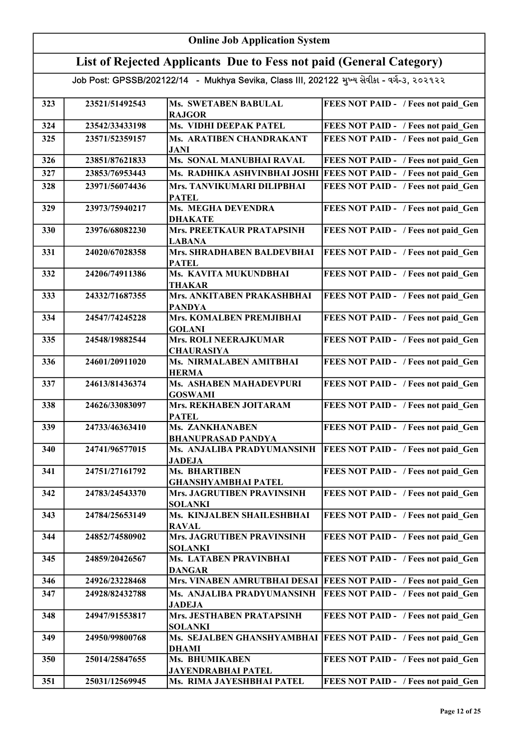# Online Job Application System

## List of Rejected Applicants Due to Fess not paid (General Category)

Job Post: GPSSB/202122/14 - Mukhya Sevika, Class III, 202122 મુખ્ય સેવીકા - વર્ગ-૩, ૨૦૨૧૨૨

| | | | |
|---|---|---|---|
| 323 | 23521/51492543 | Ms. SWETABEN BABULAL RAJGOR | FEES NOT PAID - / Fees not paid_Gen |
| 324 | 23542/33433198 | Ms. VIDHI DEEPAK PATEL | FEES NOT PAID - / Fees not paid_Gen |
| 325 | 23571/52359157 | Ms. ARATIBEN CHANDRAKANT JANI | FEES NOT PAID - / Fees not paid_Gen |
| 326 | 23851/87621833 | Ms. SONAL MANUBHAI RAVAL | FEES NOT PAID - / Fees not paid_Gen |
| 327 | 23853/76953443 | Ms. RADHIKA ASHVINBHAI JOSHI | FEES NOT PAID - / Fees not paid_Gen |
| 328 | 23971/56074436 | Mrs. TANVIKUMARI DILIPBHAI PATEL | FEES NOT PAID - / Fees not paid_Gen |
| 329 | 23973/75940217 | Ms. MEGHA DEVENDRA DHAKATE | FEES NOT PAID - / Fees not paid_Gen |
| 330 | 23976/68082230 | Mrs. PREETKAUR PRATAPSINH LABANA | FEES NOT PAID - / Fees not paid_Gen |
| 331 | 24020/67028358 | Mrs. SHRADHABEN BALDEVBHAI PATEL | FEES NOT PAID - / Fees not paid_Gen |
| 332 | 24206/74911386 | Ms. KAVITA MUKUNDBHAI THAKAR | FEES NOT PAID - / Fees not paid_Gen |
| 333 | 24332/71687355 | Mrs. ANKITABEN PRAKASHBHAI PANDYA | FEES NOT PAID - / Fees not paid_Gen |
| 334 | 24547/74245228 | Mrs. KOMALBEN PREMJIBHAI GOLANI | FEES NOT PAID - / Fees not paid_Gen |
| 335 | 24548/19882544 | Mrs. ROLI NEERAJKUMAR CHAURASIYA | FEES NOT PAID - / Fees not paid_Gen |
| 336 | 24601/20911020 | Ms. NIRMALABEN AMITBHAI HERMA | FEES NOT PAID - / Fees not paid_Gen |
| 337 | 24613/81436374 | Ms. ASHABEN MAHADEVPURI GOSWAMI | FEES NOT PAID - / Fees not paid_Gen |
| 338 | 24626/33083097 | Mrs. REKHABEN JOITARAM PATEL | FEES NOT PAID - / Fees not paid_Gen |
| 339 | 24733/46363410 | Ms. ZANKHANABEN BHANUPRASAD PANDYA | FEES NOT PAID - / Fees not paid_Gen |
| 340 | 24741/96577015 | Ms. ANJALIBA PRADYUMANSINH JADEJA | FEES NOT PAID - / Fees not paid_Gen |
| 341 | 24751/27161792 | Ms. BHARTIBEN GHANSHYAMBHAI PATEL | FEES NOT PAID - / Fees not paid_Gen |
| 342 | 24783/24543370 | Mrs. JAGRUTIBEN PRAVINSINH SOLANKI | FEES NOT PAID - / Fees not paid_Gen |
| 343 | 24784/25653149 | Ms. KINJALBEN SHAILESHBHAI RAVAL | FEES NOT PAID - / Fees not paid_Gen |
| 344 | 24852/74580902 | Mrs. JAGRUTIBEN PRAVINSINH SOLANKI | FEES NOT PAID - / Fees not paid_Gen |
| 345 | 24859/20426567 | Ms. LATABEN PRAVINBHAI DANGAR | FEES NOT PAID - / Fees not paid_Gen |
| 346 | 24926/23228468 | Mrs. VINABEN AMRUTBHAI DESAI | FEES NOT PAID - / Fees not paid_Gen |
| 347 | 24928/82432788 | Ms. ANJALIBA PRADYUMANSINH JADEJA | FEES NOT PAID - / Fees not paid_Gen |
| 348 | 24947/91553817 | Mrs. JESTHABEN PRATAPSINH SOLANKI | FEES NOT PAID - / Fees not paid_Gen |
| 349 | 24950/99800768 | Ms. SEJALBEN GHANSHYAMBHAI DHAMI | FEES NOT PAID - / Fees not paid_Gen |
| 350 | 25014/25847655 | Ms. BHUMIKABEN JAYENDRABHAI PATEL | FEES NOT PAID - / Fees not paid_Gen |
| 351 | 25031/12569945 | Ms. RIMA JAYESHBHAI PATEL | FEES NOT PAID - / Fees not paid_Gen |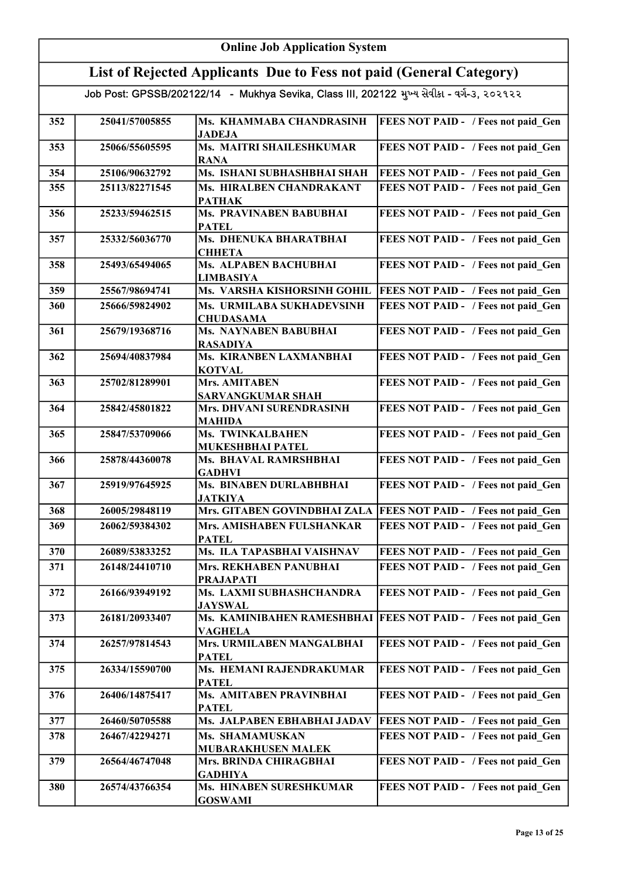# Online Job Application System

## List of Rejected Applicants Due to Fess not paid (General Category)

Job Post: GPSSB/202122/14 - Mukhya Sevika, Class III, 202122 મુખ્ય સેવીકા - વર્ગ-૩, ૨૦૨૧૨૨

| | | | |
|---|---|---|---|
| 352 | 25041/57005855 | Ms. KHAMMABA CHANDRASINH JADEJA | FEES NOT PAID - / Fees not paid_Gen |
| 353 | 25066/55605595 | Ms. MAITRI SHAILESHKUMAR RANA | FEES NOT PAID - / Fees not paid_Gen |
| 354 | 25106/90632792 | Ms. ISHANI SUBHASHBHAI SHAH | FEES NOT PAID - / Fees not paid_Gen |
| 355 | 25113/82271545 | Ms. HIRALBEN CHANDRAKANT PATHAK | FEES NOT PAID - / Fees not paid_Gen |
| 356 | 25233/59462515 | Ms. PRAVINABEN BABUBHAI PATEL | FEES NOT PAID - / Fees not paid_Gen |
| 357 | 25332/56036770 | Ms. DHENUKA BHARATBHAI CHHETA | FEES NOT PAID - / Fees not paid_Gen |
| 358 | 25493/65494065 | Ms. ALPABEN BACHUBHAI LIMBASIYA | FEES NOT PAID - / Fees not paid_Gen |
| 359 | 25567/98694741 | Ms. VARSHA KISHORSINH GOHIL | FEES NOT PAID - / Fees not paid_Gen |
| 360 | 25666/59824902 | Ms. URMILABA SUKHADEVSINH CHUDASAMA | FEES NOT PAID - / Fees not paid_Gen |
| 361 | 25679/19368716 | Ms. NAYNABEN BABUBHAI RASADIYA | FEES NOT PAID - / Fees not paid_Gen |
| 362 | 25694/40837984 | Ms. KIRANBEN LAXMANBHAI KOTVAL | FEES NOT PAID - / Fees not paid_Gen |
| 363 | 25702/81289901 | Mrs. AMITABEN SARVANGKUMAR SHAH | FEES NOT PAID - / Fees not paid_Gen |
| 364 | 25842/45801822 | Mrs. DHVANI SURENDRASINH MAHIDA | FEES NOT PAID - / Fees not paid_Gen |
| 365 | 25847/53709066 | Ms. TWINKALBAHEN MUKESHBHAI PATEL | FEES NOT PAID - / Fees not paid_Gen |
| 366 | 25878/44360078 | Ms. BHAVAL RAMRSHBHAI GADHVI | FEES NOT PAID - / Fees not paid_Gen |
| 367 | 25919/97645925 | Ms. BINABEN DURLABHBHAI JATKIYA | FEES NOT PAID - / Fees not paid_Gen |
| 368 | 26005/29848119 | Mrs. GITABEN GOVINDBHAI ZALA | FEES NOT PAID - / Fees not paid_Gen |
| 369 | 26062/59384302 | Mrs. AMISHABEN FULSHANKAR PATEL | FEES NOT PAID - / Fees not paid_Gen |
| 370 | 26089/53833252 | Ms. ILA TAPASBHAI VAISHNAV | FEES NOT PAID - / Fees not paid_Gen |
| 371 | 26148/24410710 | Mrs. REKHABEN PANUBHAI PRAJAPATI | FEES NOT PAID - / Fees not paid_Gen |
| 372 | 26166/93949192 | Ms. LAXMI SUBHASHCHANDRA JAYSWAL | FEES NOT PAID - / Fees not paid_Gen |
| 373 | 26181/20933407 | Ms. KAMINIBAHEN RAMESHBHAI VAGHELA | FEES NOT PAID - / Fees not paid_Gen |
| 374 | 26257/97814543 | Mrs. URMILABEN MANGALBHAI PATEL | FEES NOT PAID - / Fees not paid_Gen |
| 375 | 26334/15590700 | Ms. HEMANI RAJENDRAKUMAR PATEL | FEES NOT PAID - / Fees not paid_Gen |
| 376 | 26406/14875417 | Ms. AMITABEN PRAVINBHAI PATEL | FEES NOT PAID - / Fees not paid_Gen |
| 377 | 26460/50705588 | Ms. JALPABEN EBHABHAI JADAV | FEES NOT PAID - / Fees not paid_Gen |
| 378 | 26467/42294271 | Ms. SHAMAMUSKAN MUBARAKHUSEN MALEK | FEES NOT PAID - / Fees not paid_Gen |
| 379 | 26564/46747048 | Mrs. BRINDA CHIRAGBHAI GADHIYA | FEES NOT PAID - / Fees not paid_Gen |
| 380 | 26574/43766354 | Ms. HINABEN SURESHKUMAR GOSWAMI | FEES NOT PAID - / Fees not paid_Gen |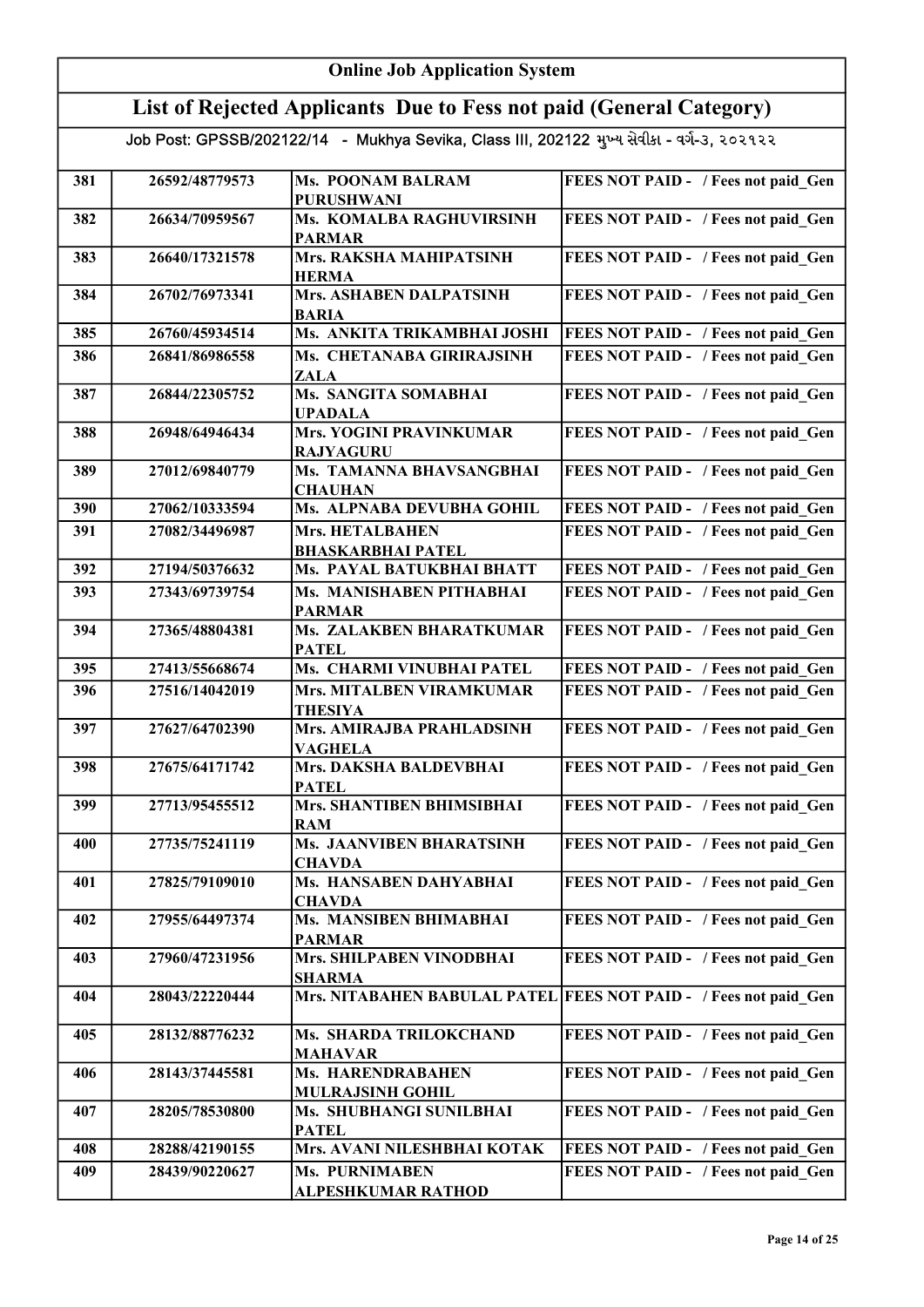# Online Job Application System

## List of Rejected Applicants Due to Fess not paid (General Category)

### Job Post: GPSSB/202122/14 - Mukhya Sevika, Class III, 202122 મુખ્ય સેવીકા - વર્ગ-૩, ૨૦૨૧૨૨

| | | | |
|---|---|---|---|
| 381 | 26592/48779573 | Ms. POONAM BALRAM PURUSHWANI | FEES NOT PAID - / Fees not paid_Gen |
| 382 | 26634/70959567 | Ms. KOMALBA RAGHUVIRSINH PARMAR | FEES NOT PAID - / Fees not paid_Gen |
| 383 | 26640/17321578 | Mrs. RAKSHA MAHIPATSINH HERMA | FEES NOT PAID - / Fees not paid_Gen |
| 384 | 26702/76973341 | Mrs. ASHABEN DALPATSINH BARIA | FEES NOT PAID - / Fees not paid_Gen |
| 385 | 26760/45934514 | Ms. ANKITA TRIKAMBHAI JOSHI | FEES NOT PAID - / Fees not paid_Gen |
| 386 | 26841/86986558 | Ms. CHETANABA GIRIRAJSINH ZALA | FEES NOT PAID - / Fees not paid_Gen |
| 387 | 26844/22305752 | Ms. SANGITA SOMABHAI UPADALA | FEES NOT PAID - / Fees not paid_Gen |
| 388 | 26948/64946434 | Mrs. YOGINI PRAVINKUMAR RAJYAGURU | FEES NOT PAID - / Fees not paid_Gen |
| 389 | 27012/69840779 | Ms. TAMANNA BHAVSANGBHAI CHAUHAN | FEES NOT PAID - / Fees not paid_Gen |
| 390 | 27062/10333594 | Ms. ALPNABA DEVUBHA GOHIL | FEES NOT PAID - / Fees not paid_Gen |
| 391 | 27082/34496987 | Mrs. HETALBAHEN BHASKARBHAI PATEL | FEES NOT PAID - / Fees not paid_Gen |
| 392 | 27194/50376632 | Ms. PAYAL BATUKBHAI BHATT | FEES NOT PAID - / Fees not paid_Gen |
| 393 | 27343/69739754 | Ms. MANISHABEN PITHABHAI PARMAR | FEES NOT PAID - / Fees not paid_Gen |
| 394 | 27365/48804381 | Ms. ZALAKBEN BHARATKUMAR PATEL | FEES NOT PAID - / Fees not paid_Gen |
| 395 | 27413/55668674 | Ms. CHARMI VINUBHAI PATEL | FEES NOT PAID - / Fees not paid_Gen |
| 396 | 27516/14042019 | Mrs. MITALBEN VIRAMKUMAR THESIYA | FEES NOT PAID - / Fees not paid_Gen |
| 397 | 27627/64702390 | Mrs. AMIRAJBA PRAHLADSINH VAGHELA | FEES NOT PAID - / Fees not paid_Gen |
| 398 | 27675/64171742 | Mrs. DAKSHA BALDEVBHAI PATEL | FEES NOT PAID - / Fees not paid_Gen |
| 399 | 27713/95455512 | Mrs. SHANTIBEN BHIMSIBHAI RAM | FEES NOT PAID - / Fees not paid_Gen |
| 400 | 27735/75241119 | Ms. JAANVIBEN BHARATSINH CHAVDA | FEES NOT PAID - / Fees not paid_Gen |
| 401 | 27825/79109010 | Ms. HANSABEN DAHYABHAI CHAVDA | FEES NOT PAID - / Fees not paid_Gen |
| 402 | 27955/64497374 | Ms. MANSIBEN BHIMABHAI PARMAR | FEES NOT PAID - / Fees not paid_Gen |
| 403 | 27960/47231956 | Mrs. SHILPABEN VINODBHAI SHARMA | FEES NOT PAID - / Fees not paid_Gen |
| 404 | 28043/22220444 | Mrs. NITABAHEN BABULAL PATEL | FEES NOT PAID - / Fees not paid_Gen |
| 405 | 28132/88776232 | Ms. SHARDA TRILOKCHAND MAHAVAR | FEES NOT PAID - / Fees not paid_Gen |
| 406 | 28143/37445581 | Ms. HARENDRABAHEN MULRAJSINH GOHIL | FEES NOT PAID - / Fees not paid_Gen |
| 407 | 28205/78530800 | Ms. SHUBHANGI SUNILBHAI PATEL | FEES NOT PAID - / Fees not paid_Gen |
| 408 | 28288/42190155 | Mrs. AVANI NILESHBHAI KOTAK | FEES NOT PAID - / Fees not paid_Gen |
| 409 | 28439/90220627 | Ms. PURNIMABEN ALPESHKUMAR RATHOD | FEES NOT PAID - / Fees not paid_Gen |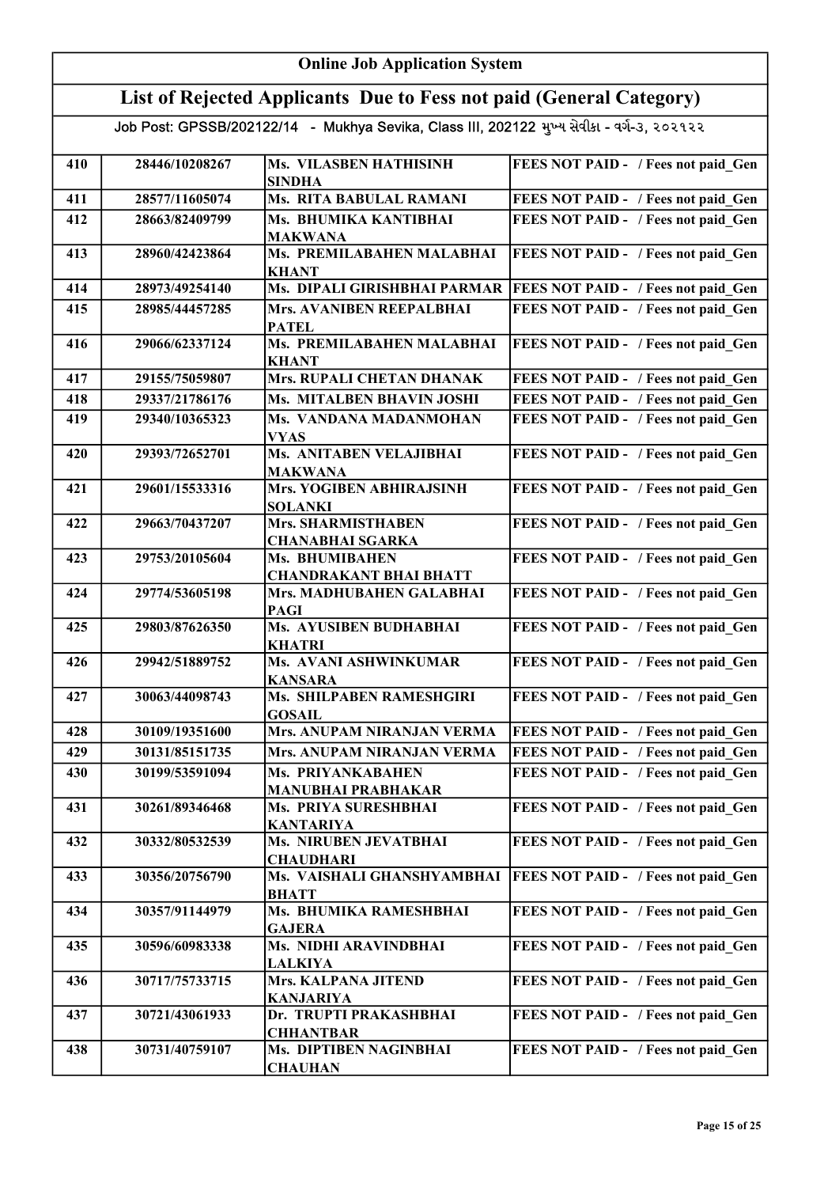# Online Job Application System

## List of Rejected Applicants Due to Fess not paid (General Category)

Job Post: GPSSB/202122/14 - Mukhya Sevika, Class III, 202122 મુખ્ય સેવીકા - વર્ગ-૩, ૨૦૨૧૨૨

| | | | |
|---|---|---|---|
| 410 | 28446/10208267 | Ms. VILASBEN HATHISINH SINDHA | FEES NOT PAID - / Fees not paid_Gen |
| 411 | 28577/11605074 | Ms. RITA BABULAL RAMANI | FEES NOT PAID - / Fees not paid_Gen |
| 412 | 28663/82409799 | Ms. BHUMIKA KANTIBHAI MAKWANA | FEES NOT PAID - / Fees not paid_Gen |
| 413 | 28960/42423864 | Ms. PREMILABAHEN MALABHAI KHANT | FEES NOT PAID - / Fees not paid_Gen |
| 414 | 28973/49254140 | Ms. DIPALI GIRISHBHAI PARMAR | FEES NOT PAID - / Fees not paid_Gen |
| 415 | 28985/44457285 | Mrs. AVANIBEN REEPALBHAI PATEL | FEES NOT PAID - / Fees not paid_Gen |
| 416 | 29066/62337124 | Ms. PREMILABAHEN MALABHAI KHANT | FEES NOT PAID - / Fees not paid_Gen |
| 417 | 29155/75059807 | Mrs. RUPALI CHETAN DHANAK | FEES NOT PAID - / Fees not paid_Gen |
| 418 | 29337/21786176 | Ms. MITALBEN BHAVIN JOSHI | FEES NOT PAID - / Fees not paid_Gen |
| 419 | 29340/10365323 | Ms. VANDANA MADANMOHAN VYAS | FEES NOT PAID - / Fees not paid_Gen |
| 420 | 29393/72652701 | Ms. ANITABEN VELAJIBHAI MAKWANA | FEES NOT PAID - / Fees not paid_Gen |
| 421 | 29601/15533316 | Mrs. YOGIBEN ABHIRAJSINH SOLANKI | FEES NOT PAID - / Fees not paid_Gen |
| 422 | 29663/70437207 | Mrs. SHARMISTHABEN CHANABHAI SGARKA | FEES NOT PAID - / Fees not paid_Gen |
| 423 | 29753/20105604 | Ms. BHUMIBAHEN CHANDRAKANT BHAI BHATT | FEES NOT PAID - / Fees not paid_Gen |
| 424 | 29774/53605198 | Mrs. MADHUBAHEN GALABHAI PAGI | FEES NOT PAID - / Fees not paid_Gen |
| 425 | 29803/87626350 | Ms. AYUSIBEN BUDHABHAI KHATRI | FEES NOT PAID - / Fees not paid_Gen |
| 426 | 29942/51889752 | Ms. AVANI ASHWINKUMAR KANSARA | FEES NOT PAID - / Fees not paid_Gen |
| 427 | 30063/44098743 | Ms. SHILPABEN RAMESHGIRI GOSAIL | FEES NOT PAID - / Fees not paid_Gen |
| 428 | 30109/19351600 | Mrs. ANUPAM NIRANJAN VERMA | FEES NOT PAID - / Fees not paid_Gen |
| 429 | 30131/85151735 | Mrs. ANUPAM NIRANJAN VERMA | FEES NOT PAID - / Fees not paid_Gen |
| 430 | 30199/53591094 | Ms. PRIYANKABAHEN MANUBHAI PRABHAKAR | FEES NOT PAID - / Fees not paid_Gen |
| 431 | 30261/89346468 | Ms. PRIYA SURESHBHAI KANTARIYA | FEES NOT PAID - / Fees not paid_Gen |
| 432 | 30332/80532539 | Ms. NIRUBEN JEVATBHAI CHAUDHARI | FEES NOT PAID - / Fees not paid_Gen |
| 433 | 30356/20756790 | Ms. VAISHALI GHANSHYAMBHAI BHATT | FEES NOT PAID - / Fees not paid_Gen |
| 434 | 30357/91144979 | Ms. BHUMIKA RAMESHBHAI GAJERA | FEES NOT PAID - / Fees not paid_Gen |
| 435 | 30596/60983338 | Ms. NIDHI ARAVINDBHAI LALKIYA | FEES NOT PAID - / Fees not paid_Gen |
| 436 | 30717/75733715 | Mrs. KALPANA JITEND KANJARIYA | FEES NOT PAID - / Fees not paid_Gen |
| 437 | 30721/43061933 | Dr. TRUPTI PRAKASHBHAI CHHANTBAR | FEES NOT PAID - / Fees not paid_Gen |
| 438 | 30731/40759107 | Ms. DIPTIBEN NAGINBHAI CHAUHAN | FEES NOT PAID - / Fees not paid_Gen |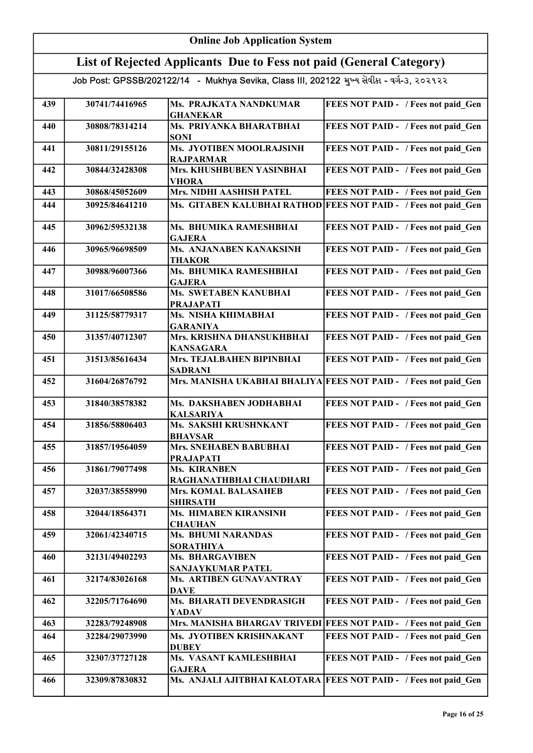# Online Job Application System

## List of Rejected Applicants Due to Fess not paid (General Category)

Job Post: GPSSB/202122/14 - Mukhya Sevika, Class III, 202122 મુખ્ય સેવીકા - વર્ગ-૩, ૨૦૨૧૨૨

| | | | |
|---|---|---|---|
| 439 | 30741/74416965 | Ms. PRAJKATA NANDKUMAR GHANEKAR | FEES NOT PAID - / Fees not paid_Gen |
| 440 | 30808/78314214 | Ms. PRIYANKA BHARATBHAI SONI | FEES NOT PAID - / Fees not paid_Gen |
| 441 | 30811/29155126 | Ms. JYOTIBEN MOOLRAJSINH RAJPARMAR | FEES NOT PAID - / Fees not paid_Gen |
| 442 | 30844/32428308 | Mrs. KHUSHBUBEN YASINBHAI VHORA | FEES NOT PAID - / Fees not paid_Gen |
| 443 | 30868/45052609 | Mrs. NIDHI AASHISH PATEL | FEES NOT PAID - / Fees not paid_Gen |
| 444 | 30925/84641210 | Ms. GITABEN KALUBHAI RATHOD | FEES NOT PAID - / Fees not paid_Gen |
| 445 | 30962/59532138 | Ms. BHUMIKA RAMESHBHAI GAJERA | FEES NOT PAID - / Fees not paid_Gen |
| 446 | 30965/96698509 | Ms. ANJANABEN KANAKSINH THAKOR | FEES NOT PAID - / Fees not paid_Gen |
| 447 | 30988/96007366 | Ms. BHUMIKA RAMESHBHAI GAJERA | FEES NOT PAID - / Fees not paid_Gen |
| 448 | 31017/66508586 | Ms. SWETABEN KANUBHAI PRAJAPATI | FEES NOT PAID - / Fees not paid_Gen |
| 449 | 31125/58779317 | Ms. NISHA KHIMABHAI GARANIYA | FEES NOT PAID - / Fees not paid_Gen |
| 450 | 31357/40712307 | Mrs. KRISHNA DHANSUKHBHAI KANSAGARA | FEES NOT PAID - / Fees not paid_Gen |
| 451 | 31513/85616434 | Mrs. TEJALBAHEN BIPINBHAI SADRANI | FEES NOT PAID - / Fees not paid_Gen |
| 452 | 31604/26876792 | Mrs. MANISHA UKABHAI BHALIYA | FEES NOT PAID - / Fees not paid_Gen |
| 453 | 31840/38578382 | Ms. DAKSHABEN JODHABHAI KALSARIYA | FEES NOT PAID - / Fees not paid_Gen |
| 454 | 31856/58806403 | Ms. SAKSHI KRUSHNKANT BHAVSAR | FEES NOT PAID - / Fees not paid_Gen |
| 455 | 31857/19564059 | Mrs. SNEHABEN BABUBHAI PRAJAPATI | FEES NOT PAID - / Fees not paid_Gen |
| 456 | 31861/79077498 | Ms. KIRANBEN RAGHANATHBHAI CHAUDHARI | FEES NOT PAID - / Fees not paid_Gen |
| 457 | 32037/38558990 | Mrs. KOMAL BALASAHEB SHIRSATH | FEES NOT PAID - / Fees not paid_Gen |
| 458 | 32044/18564371 | Ms. HIMABEN KIRANSINH CHAUHAN | FEES NOT PAID - / Fees not paid_Gen |
| 459 | 32061/42340715 | Ms. BHUMI NARANDAS SORATHIYA | FEES NOT PAID - / Fees not paid_Gen |
| 460 | 32131/49402293 | Ms. BHARGAVIBEN SANJAYKUMAR PATEL | FEES NOT PAID - / Fees not paid_Gen |
| 461 | 32174/83026168 | Ms. ARTIBEN GUNAVANTRAY DAVE | FEES NOT PAID - / Fees not paid_Gen |
| 462 | 32205/71764690 | Ms. BHARATI DEVENDRASIGH YADAV | FEES NOT PAID - / Fees not paid_Gen |
| 463 | 32283/79248908 | Mrs. MANISHA BHARGAV TRIVEDI | FEES NOT PAID - / Fees not paid_Gen |
| 464 | 32284/29073990 | Ms. JYOTIBEN KRISHNAKANT DUBEY | FEES NOT PAID - / Fees not paid_Gen |
| 465 | 32307/37727128 | Ms. VASANT KAMLESHBHAI GAJERA | FEES NOT PAID - / Fees not paid_Gen |
| 466 | 32309/87830832 | Ms. ANJALI AJITBHAI KALOTARA | FEES NOT PAID - / Fees not paid_Gen |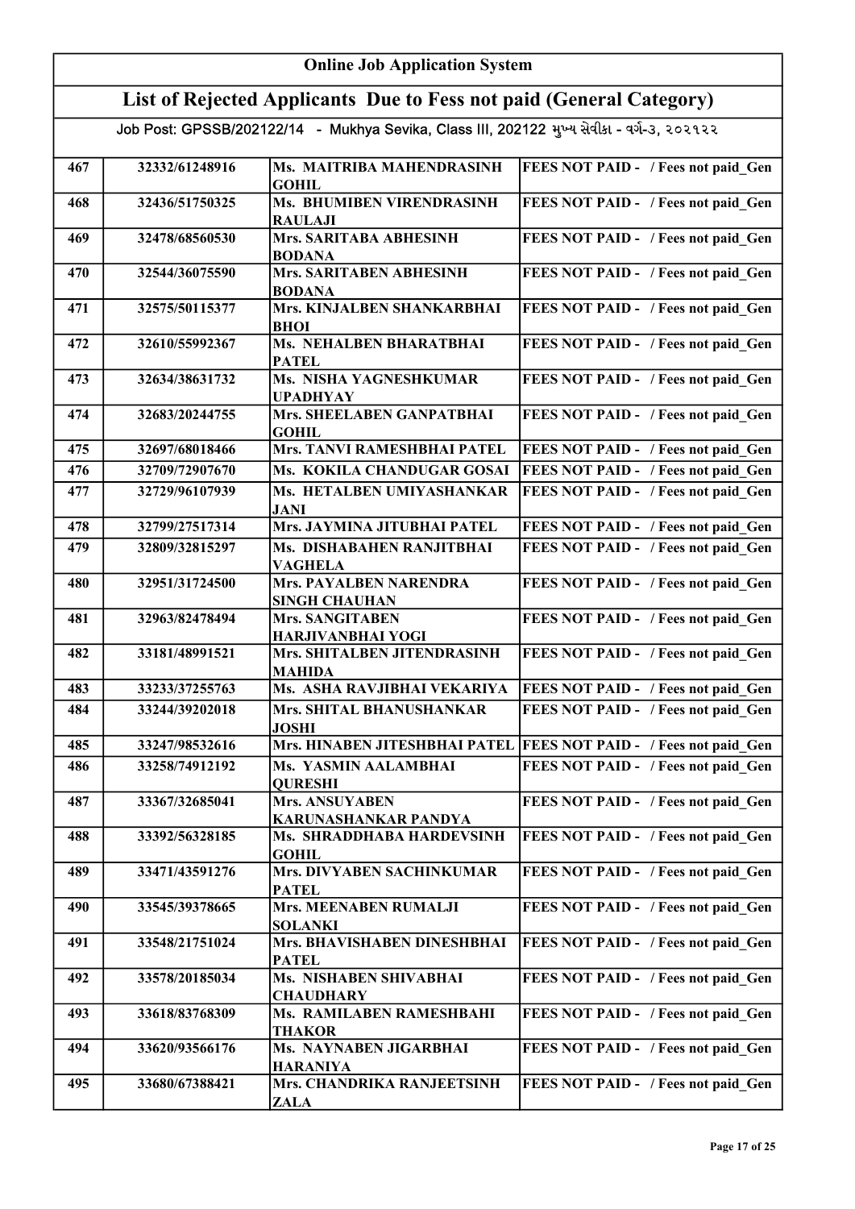| Online Job Application System | | | |
|---|---|---|---|
| **List of Rejected Applicants Due to Fess not paid (General Category)** | | | |
| Job Post: GPSSB/202122/14 - Mukhya Sevika, Class III, 202122 મુખ્ય સેવીકા - વર્ગ-૩, ૨૦૨૧૨૨ | | | |
| 467 | 32332/61248916 | Ms. MAITRIBA MAHENDRASINH GOHIL | FEES NOT PAID - / Fees not paid_Gen |
| 468 | 32436/51750325 | Ms. BHUMIBEN VIRENDRASINH RAULAJI | FEES NOT PAID - / Fees not paid_Gen |
| 469 | 32478/68560530 | Mrs. SARITABA ABHESINH BODANA | FEES NOT PAID - / Fees not paid_Gen |
| 470 | 32544/36075590 | Mrs. SARITABEN ABHESINH BODANA | FEES NOT PAID - / Fees not paid_Gen |
| 471 | 32575/50115377 | Mrs. KINJALBEN SHANKARBHAI BHOI | FEES NOT PAID - / Fees not paid_Gen |
| 472 | 32610/55992367 | Ms. NEHALBEN BHARATBHAI PATEL | FEES NOT PAID - / Fees not paid_Gen |
| 473 | 32634/38631732 | Ms. NISHA YAGNESHKUMAR UPADHYAY | FEES NOT PAID - / Fees not paid_Gen |
| 474 | 32683/20244755 | Mrs. SHEELABEN GANPATBHAI GOHIL | FEES NOT PAID - / Fees not paid_Gen |
| 475 | 32697/68018466 | Mrs. TANVI RAMESHBHAI PATEL | FEES NOT PAID - / Fees not paid_Gen |
| 476 | 32709/72907670 | Ms. KOKILA CHANDUGAR GOSAI | FEES NOT PAID - / Fees not paid_Gen |
| 477 | 32729/96107939 | Ms. HETALBEN UMIYASHANKAR JANI | FEES NOT PAID - / Fees not paid_Gen |
| 478 | 32799/27517314 | Mrs. JAYMINA JITUBHAI PATEL | FEES NOT PAID - / Fees not paid_Gen |
| 479 | 32809/32815297 | Ms. DISHABAHEN RANJITBHAI VAGHELA | FEES NOT PAID - / Fees not paid_Gen |
| 480 | 32951/31724500 | Mrs. PAYALBEN NARENDRA SINGH CHAUHAN | FEES NOT PAID - / Fees not paid_Gen |
| 481 | 32963/82478494 | Mrs. SANGITABEN HARJIVANBHAI YOGI | FEES NOT PAID - / Fees not paid_Gen |
| 482 | 33181/48991521 | Mrs. SHITALBEN JITENDRASINH MAHIDA | FEES NOT PAID - / Fees not paid_Gen |
| 483 | 33233/37255763 | Ms. ASHA RAVJIBHAI VEKARIYA | FEES NOT PAID - / Fees not paid_Gen |
| 484 | 33244/39202018 | Mrs. SHITAL BHANUSHANKAR JOSHI | FEES NOT PAID - / Fees not paid_Gen |
| 485 | 33247/98532616 | Mrs. HINABEN JITESHBHAI PATEL | FEES NOT PAID - / Fees not paid_Gen |
| 486 | 33258/74912192 | Ms. YASMIN AALAMBHAI QURESHI | FEES NOT PAID - / Fees not paid_Gen |
| 487 | 33367/32685041 | Mrs. ANSUYABEN KARUNASHANKAR PANDYA | FEES NOT PAID - / Fees not paid_Gen |
| 488 | 33392/56328185 | Ms. SHRADDHABA HARDEVSINH GOHIL | FEES NOT PAID - / Fees not paid_Gen |
| 489 | 33471/43591276 | Mrs. DIVYABEN SACHINKUMAR PATEL | FEES NOT PAID - / Fees not paid_Gen |
| 490 | 33545/39378665 | Mrs. MEENABEN RUMALJI SOLANKI | FEES NOT PAID - / Fees not paid_Gen |
| 491 | 33548/21751024 | Mrs. BHAVISHABEN DINESHBHAI PATEL | FEES NOT PAID - / Fees not paid_Gen |
| 492 | 33578/20185034 | Ms. NISHABEN SHIVABHAI CHAUDHARY | FEES NOT PAID - / Fees not paid_Gen |
| 493 | 33618/83768309 | Ms. RAMILABEN RAMESHBAHI THAKOR | FEES NOT PAID - / Fees not paid_Gen |
| 494 | 33620/93566176 | Ms. NAYNABEN JIGARBHAI HARANIYA | FEES NOT PAID - / Fees not paid_Gen |
| 495 | 33680/67388421 | Mrs. CHANDRIKA RANJEETSINH ZALA | FEES NOT PAID - / Fees not paid_Gen |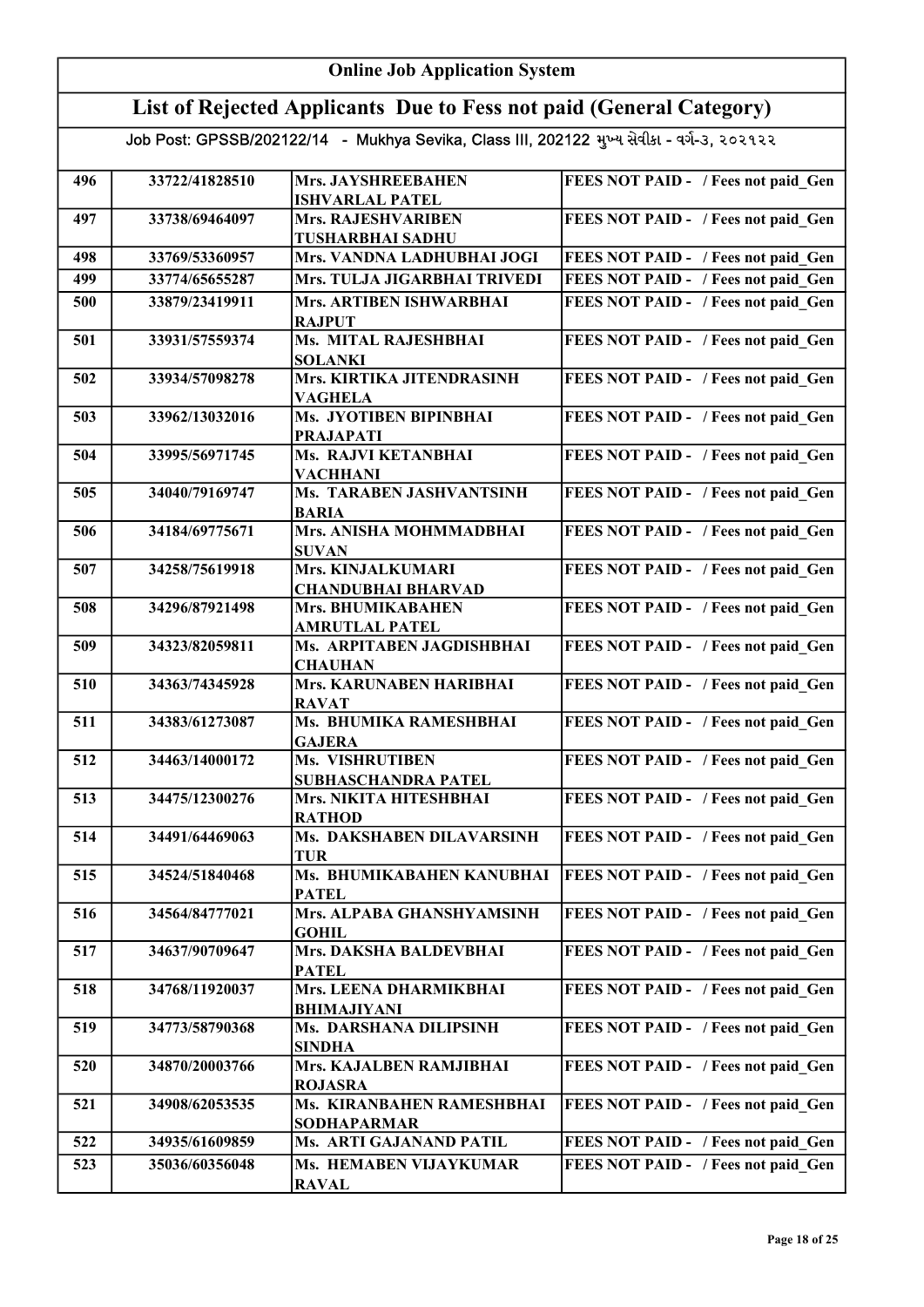# Online Job Application System

## List of Rejected Applicants Due to Fess not paid (General Category)

### Job Post: GPSSB/202122/14 - Mukhya Sevika, Class III, 202122 મુખ્ય સેવીકા - વર્ગ-૩, ૨૦૨૧૨૨

| | | | |
|---|---|---|---|
| 496 | 33722/41828510 | Mrs. JAYSHREEBAHEN ISHVARLAL PATEL | FEES NOT PAID - / Fees not paid_Gen |
| 497 | 33738/69464097 | Mrs. RAJESHVARIBEN TUSHARBHAI SADHU | FEES NOT PAID - / Fees not paid_Gen |
| 498 | 33769/53360957 | Mrs. VANDNA LADHUBHAI JOGI | FEES NOT PAID - / Fees not paid_Gen |
| 499 | 33774/65655287 | Mrs. TULJA JIGARBHAI TRIVEDI | FEES NOT PAID - / Fees not paid_Gen |
| 500 | 33879/23419911 | Mrs. ARTIBEN ISHWARBHAI RAJPUT | FEES NOT PAID - / Fees not paid_Gen |
| 501 | 33931/57559374 | Ms. MITAL RAJESHBHAI SOLANKI | FEES NOT PAID - / Fees not paid_Gen |
| 502 | 33934/57098278 | Mrs. KIRTIKA JITENDRASINH VAGHELA | FEES NOT PAID - / Fees not paid_Gen |
| 503 | 33962/13032016 | Ms. JYOTIBEN BIPINBHAI PRAJAPATI | FEES NOT PAID - / Fees not paid_Gen |
| 504 | 33995/56971745 | Ms. RAJVI KETANBHAI VACHHANI | FEES NOT PAID - / Fees not paid_Gen |
| 505 | 34040/79169747 | Ms. TARABEN JASHVANTSINH BARIA | FEES NOT PAID - / Fees not paid_Gen |
| 506 | 34184/69775671 | Mrs. ANISHA MOHMMADBHAI SUVAN | FEES NOT PAID - / Fees not paid_Gen |
| 507 | 34258/75619918 | Mrs. KINJALKUMARI CHANDUBHAI BHARVAD | FEES NOT PAID - / Fees not paid_Gen |
| 508 | 34296/87921498 | Mrs. BHUMIKABAHEN AMRUTLAL PATEL | FEES NOT PAID - / Fees not paid_Gen |
| 509 | 34323/82059811 | Ms. ARPITABEN JAGDISHBHAI CHAUHAN | FEES NOT PAID - / Fees not paid_Gen |
| 510 | 34363/74345928 | Mrs. KARUNABEN HARIBHAI RAVAT | FEES NOT PAID - / Fees not paid_Gen |
| 511 | 34383/61273087 | Ms. BHUMIKA RAMESHBHAI GAJERA | FEES NOT PAID - / Fees not paid_Gen |
| 512 | 34463/14000172 | Ms. VISHRUTIBEN SUBHASCHANDRA PATEL | FEES NOT PAID - / Fees not paid_Gen |
| 513 | 34475/12300276 | Mrs. NIKITA HITESHBHAI RATHOD | FEES NOT PAID - / Fees not paid_Gen |
| 514 | 34491/64469063 | Ms. DAKSHABEN DILAVARSINH TUR | FEES NOT PAID - / Fees not paid_Gen |
| 515 | 34524/51840468 | Ms. BHUMIKABAHEN KANUBHAI PATEL | FEES NOT PAID - / Fees not paid_Gen |
| 516 | 34564/84777021 | Mrs. ALPABA GHANSHYAMSINH GOHIL | FEES NOT PAID - / Fees not paid_Gen |
| 517 | 34637/90709647 | Mrs. DAKSHA BALDEVBHAI PATEL | FEES NOT PAID - / Fees not paid_Gen |
| 518 | 34768/11920037 | Mrs. LEENA DHARMIKBHAI BHIMAJIYANI | FEES NOT PAID - / Fees not paid_Gen |
| 519 | 34773/58790368 | Ms. DARSHANA DILIPSINH SINDHA | FEES NOT PAID - / Fees not paid_Gen |
| 520 | 34870/20003766 | Mrs. KAJALBEN RAMJIBHAI ROJASRA | FEES NOT PAID - / Fees not paid_Gen |
| 521 | 34908/62053535 | Ms. KIRANBAHEN RAMESHBHAI SODHAPARMAR | FEES NOT PAID - / Fees not paid_Gen |
| 522 | 34935/61609859 | Ms. ARTI GAJANAND PATIL | FEES NOT PAID - / Fees not paid_Gen |
| 523 | 35036/60356048 | Ms. HEMABEN VIJAYKUMAR RAVAL | FEES NOT PAID - / Fees not paid_Gen |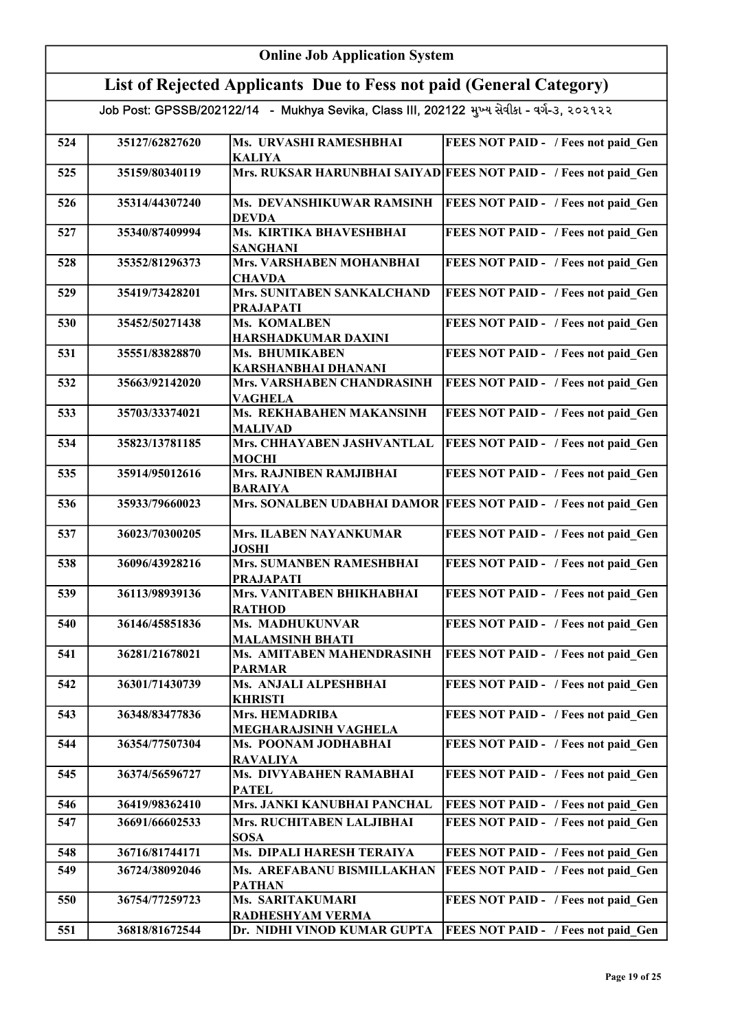# Online Job Application System

## List of Rejected Applicants Due to Fess not paid (General Category)

Job Post: GPSSB/202122/14 - Mukhya Sevika, Class III, 202122 મુખ્ય સેવીકા - વર્ગ-૩, ૨૦૨૧૨૨

| | | | |
|---|---|---|---|
| 524 | 35127/62827620 | Ms. URVASHI RAMESHBHAI KALIYA | FEES NOT PAID - / Fees not paid_Gen |
| 525 | 35159/80340119 | Mrs. RUKSAR HARUNBHAI SAIYAD | FEES NOT PAID - / Fees not paid_Gen |
| 526 | 35314/44307240 | Ms. DEVANSHIKUWAR RAMSINH DEVDA | FEES NOT PAID - / Fees not paid_Gen |
| 527 | 35340/87409994 | Ms. KIRTIKA BHAVESHBHAI SANGHANI | FEES NOT PAID - / Fees not paid_Gen |
| 528 | 35352/81296373 | Mrs. VARSHABEN MOHANBHAI CHAVDA | FEES NOT PAID - / Fees not paid_Gen |
| 529 | 35419/73428201 | Mrs. SUNITABEN SANKALCHAND PRAJAPATI | FEES NOT PAID - / Fees not paid_Gen |
| 530 | 35452/50271438 | Ms. KOMALBEN HARSHADKUMAR DAXINI | FEES NOT PAID - / Fees not paid_Gen |
| 531 | 35551/83828870 | Ms. BHUMIKABEN KARSHANBHAI DHANANI | FEES NOT PAID - / Fees not paid_Gen |
| 532 | 35663/92142020 | Mrs. VARSHABEN CHANDRASINH VAGHELA | FEES NOT PAID - / Fees not paid_Gen |
| 533 | 35703/33374021 | Ms. REKHABAHEN MAKANSINH MALIVAD | FEES NOT PAID - / Fees not paid_Gen |
| 534 | 35823/13781185 | Mrs. CHHAYABEN JASHVANTLAL MOCHI | FEES NOT PAID - / Fees not paid_Gen |
| 535 | 35914/95012616 | Mrs. RAJNIBEN RAMJIBHAI BARAIYA | FEES NOT PAID - / Fees not paid_Gen |
| 536 | 35933/79660023 | Mrs. SONALBEN UDABHAI DAMOR | FEES NOT PAID - / Fees not paid_Gen |
| 537 | 36023/70300205 | Mrs. ILABEN NAYANKUMAR JOSHI | FEES NOT PAID - / Fees not paid_Gen |
| 538 | 36096/43928216 | Mrs. SUMANBEN RAMESHBHAI PRAJAPATI | FEES NOT PAID - / Fees not paid_Gen |
| 539 | 36113/98939136 | Mrs. VANITABEN BHIKHABHAI RATHOD | FEES NOT PAID - / Fees not paid_Gen |
| 540 | 36146/45851836 | Ms. MADHUKUNVAR MALAMSINH BHATI | FEES NOT PAID - / Fees not paid_Gen |
| 541 | 36281/21678021 | Ms. AMITABEN MAHENDRASINH PARMAR | FEES NOT PAID - / Fees not paid_Gen |
| 542 | 36301/71430739 | Ms. ANJALI ALPESHBHAI KHRISTI | FEES NOT PAID - / Fees not paid_Gen |
| 543 | 36348/83477836 | Mrs. HEMADRIBA MEGHARAJSINH VAGHELA | FEES NOT PAID - / Fees not paid_Gen |
| 544 | 36354/77507304 | Ms. POONAM JODHABHAI RAVALIYA | FEES NOT PAID - / Fees not paid_Gen |
| 545 | 36374/56596727 | Ms. DIVYABAHEN RAMABHAI PATEL | FEES NOT PAID - / Fees not paid_Gen |
| 546 | 36419/98362410 | Mrs. JANKI KANUBHAI PANCHAL | FEES NOT PAID - / Fees not paid_Gen |
| 547 | 36691/66602533 | Mrs. RUCHITABEN LALJIBHAI SOSA | FEES NOT PAID - / Fees not paid_Gen |
| 548 | 36716/81744171 | Ms. DIPALI HARESH TERAIYA | FEES NOT PAID - / Fees not paid_Gen |
| 549 | 36724/38092046 | Ms. AREFABANU BISMILLAKHAN PATHAN | FEES NOT PAID - / Fees not paid_Gen |
| 550 | 36754/77259723 | Ms. SARITAKUMARI RADHESHYAM VERMA | FEES NOT PAID - / Fees not paid_Gen |
| 551 | 36818/81672544 | Dr. NIDHI VINOD KUMAR GUPTA | FEES NOT PAID - / Fees not paid_Gen |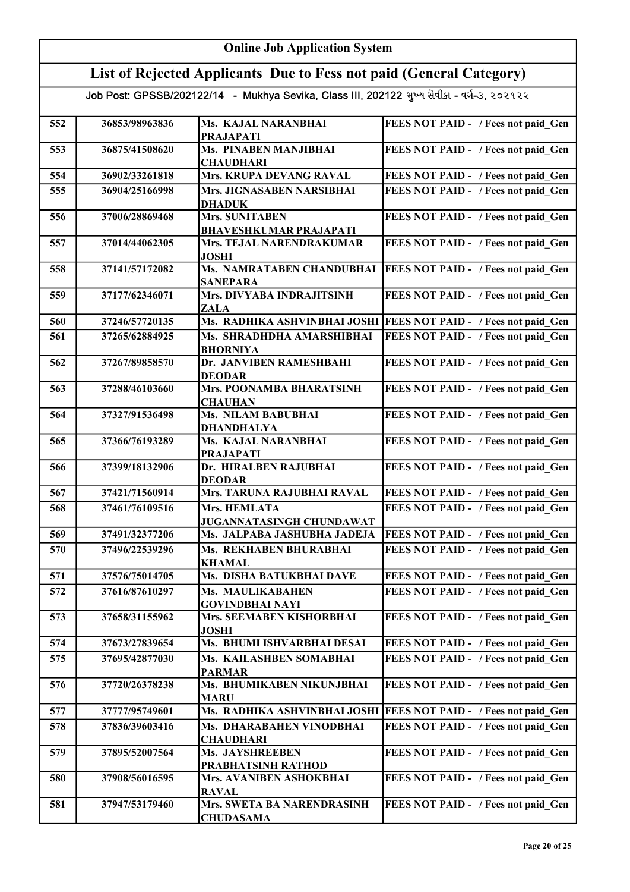# Online Job Application System

## List of Rejected Applicants Due to Fess not paid (General Category)

Job Post: GPSSB/202122/14 - Mukhya Sevika, Class III, 202122 મુખ્ય સેવીકા - વર્ગ-૩, ૨૦૨૧૨૨

| | | | |
|---|---|---|---|
| 552 | 36853/98963836 | Ms. KAJAL NARANBHAI PRAJAPATI | FEES NOT PAID - / Fees not paid_Gen |
| 553 | 36875/41508620 | Ms. PINABEN MANJIBHAI CHAUDHARI | FEES NOT PAID - / Fees not paid_Gen |
| 554 | 36902/33261818 | Mrs. KRUPA DEVANG RAVAL | FEES NOT PAID - / Fees not paid_Gen |
| 555 | 36904/25166998 | Mrs. JIGNASABEN NARSIBHAI DHADUK | FEES NOT PAID - / Fees not paid_Gen |
| 556 | 37006/28869468 | Mrs. SUNITABEN BHAVESHKUMAR PRAJAPATI | FEES NOT PAID - / Fees not paid_Gen |
| 557 | 37014/44062305 | Mrs. TEJAL NARENDRAKUMAR JOSHI | FEES NOT PAID - / Fees not paid_Gen |
| 558 | 37141/57172082 | Ms. NAMRATABEN CHANDUBHAI SANEPARA | FEES NOT PAID - / Fees not paid_Gen |
| 559 | 37177/62346071 | Mrs. DIVYABA INDRAJITSINH ZALA | FEES NOT PAID - / Fees not paid_Gen |
| 560 | 37246/57720135 | Ms. RADHIKA ASHVINBHAI JOSHI | FEES NOT PAID - / Fees not paid_Gen |
| 561 | 37265/62884925 | Ms. SHRADHDHA AMARSHIBHAI BHORNIYA | FEES NOT PAID - / Fees not paid_Gen |
| 562 | 37267/89858570 | Dr. JANVIBEN RAMESHBAHI DEODAR | FEES NOT PAID - / Fees not paid_Gen |
| 563 | 37288/46103660 | Mrs. POONAMBA BHARATSINH CHAUHAN | FEES NOT PAID - / Fees not paid_Gen |
| 564 | 37327/91536498 | Ms. NILAM BABUBHAI DHANDHALYA | FEES NOT PAID - / Fees not paid_Gen |
| 565 | 37366/76193289 | Ms. KAJAL NARANBHAI PRAJAPATI | FEES NOT PAID - / Fees not paid_Gen |
| 566 | 37399/18132906 | Dr. HIRALBEN RAJUBHAI DEODAR | FEES NOT PAID - / Fees not paid_Gen |
| 567 | 37421/71560914 | Mrs. TARUNA RAJUBHAI RAVAL | FEES NOT PAID - / Fees not paid_Gen |
| 568 | 37461/76109516 | Mrs. HEMLATA JUGANNATASINGH CHUNDAWAT | FEES NOT PAID - / Fees not paid_Gen |
| 569 | 37491/32377206 | Ms. JALPABA JASHUBHA JADEJA | FEES NOT PAID - / Fees not paid_Gen |
| 570 | 37496/22539296 | Ms. REKHABEN BHURABHAI KHAMAL | FEES NOT PAID - / Fees not paid_Gen |
| 571 | 37576/75014705 | Ms. DISHA BATUKBHAI DAVE | FEES NOT PAID - / Fees not paid_Gen |
| 572 | 37616/87610297 | Ms. MAULIKABAHEN GOVINDBHAI NAYI | FEES NOT PAID - / Fees not paid_Gen |
| 573 | 37658/31155962 | Mrs. SEEMABEN KISHORBHAI JOSHI | FEES NOT PAID - / Fees not paid_Gen |
| 574 | 37673/27839654 | Ms. BHUMI ISHVARBHAI DESAI | FEES NOT PAID - / Fees not paid_Gen |
| 575 | 37695/42877030 | Ms. KAILASHBEN SOMABHAI PARMAR | FEES NOT PAID - / Fees not paid_Gen |
| 576 | 37720/26378238 | Ms. BHUMIKABEN NIKUNJBHAI MARU | FEES NOT PAID - / Fees not paid_Gen |
| 577 | 37777/95749601 | Ms. RADHIKA ASHVINBHAI JOSHI | FEES NOT PAID - / Fees not paid_Gen |
| 578 | 37836/39603416 | Ms. DHARABAHEN VINODBHAI CHAUDHARI | FEES NOT PAID - / Fees not paid_Gen |
| 579 | 37895/52007564 | Ms. JAYSHREEBEN PRABHATSINH RATHOD | FEES NOT PAID - / Fees not paid_Gen |
| 580 | 37908/56016595 | Mrs. AVANIBEN ASHOKBHAI RAVAL | FEES NOT PAID - / Fees not paid_Gen |
| 581 | 37947/53179460 | Mrs. SWETA BA NARENDRASINH CHUDASAMA | FEES NOT PAID - / Fees not paid_Gen |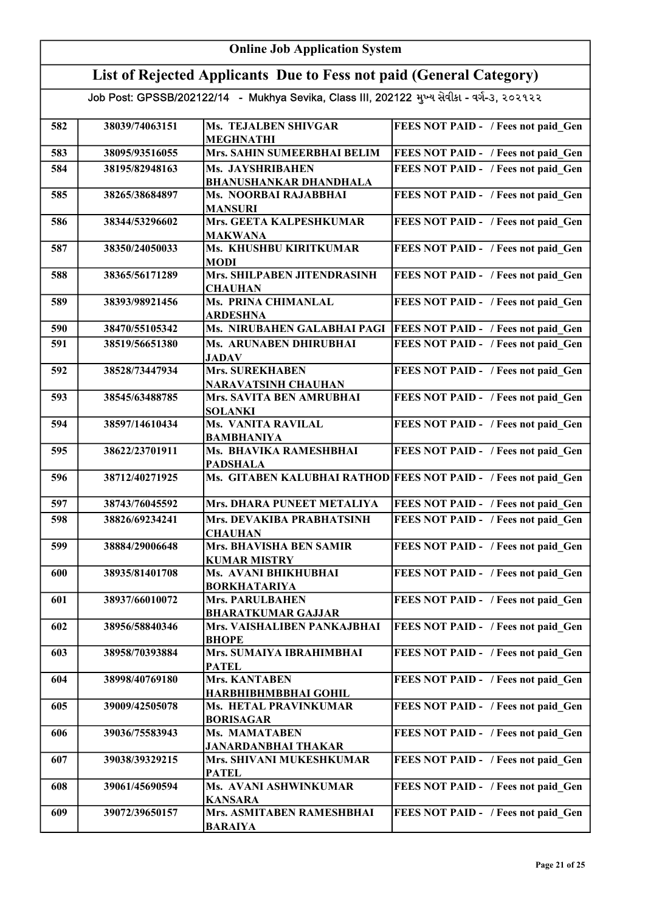# Online Job Application System

## List of Rejected Applicants Due to Fess not paid (General Category)

### Job Post: GPSSB/202122/14 - Mukhya Sevika, Class III, 202122 મુખ્ય સેવીકા - વર્ગ-૩, ૨૦૨૧૨૨

| | | | |
|---|---|---|---|
| 582 | 38039/74063151 | Ms. TEJALBEN SHIVGAR MEGHNATHI | FEES NOT PAID - / Fees not paid_Gen |
| 583 | 38095/93516055 | Mrs. SAHIN SUMEERBHAI BELIM | FEES NOT PAID - / Fees not paid_Gen |
| 584 | 38195/82948163 | Ms. JAYSHRIBAHEN BHANUSHANKAR DHANDHALA | FEES NOT PAID - / Fees not paid_Gen |
| 585 | 38265/38684897 | Ms. NOORBAI RAJABBHAI MANSURI | FEES NOT PAID - / Fees not paid_Gen |
| 586 | 38344/53296602 | Mrs. GEETA KALPESHKUMAR MAKWANA | FEES NOT PAID - / Fees not paid_Gen |
| 587 | 38350/24050033 | Ms. KHUSHBU KIRITKUMAR MODI | FEES NOT PAID - / Fees not paid_Gen |
| 588 | 38365/56171289 | Mrs. SHILPABEN JITENDRASINH CHAUHAN | FEES NOT PAID - / Fees not paid_Gen |
| 589 | 38393/98921456 | Ms. PRINA CHIMANLAL ARDESHNA | FEES NOT PAID - / Fees not paid_Gen |
| 590 | 38470/55105342 | Ms. NIRUBAHEN GALABHAI PAGI | FEES NOT PAID - / Fees not paid_Gen |
| 591 | 38519/56651380 | Ms. ARUNABEN DHIRUBHAI JADAV | FEES NOT PAID - / Fees not paid_Gen |
| 592 | 38528/73447934 | Mrs. SUREKHABEN NARAVATSINH CHAUHAN | FEES NOT PAID - / Fees not paid_Gen |
| 593 | 38545/63488785 | Mrs. SAVITA BEN AMRUBHAI SOLANKI | FEES NOT PAID - / Fees not paid_Gen |
| 594 | 38597/14610434 | Ms. VANITA RAVILAL BAMBHANIYA | FEES NOT PAID - / Fees not paid_Gen |
| 595 | 38622/23701911 | Ms. BHAVIKA RAMESHBHAI PADSHALA | FEES NOT PAID - / Fees not paid_Gen |
| 596 | 38712/40271925 | Ms. GITABEN KALUBHAI RATHOD | FEES NOT PAID - / Fees not paid_Gen |
| 597 | 38743/76045592 | Mrs. DHARA PUNEET METALIYA | FEES NOT PAID - / Fees not paid_Gen |
| 598 | 38826/69234241 | Mrs. DEVAKIBA PRABHATSINH CHAUHAN | FEES NOT PAID - / Fees not paid_Gen |
| 599 | 38884/29006648 | Mrs. BHAVISHA BEN SAMIR KUMAR MISTRY | FEES NOT PAID - / Fees not paid_Gen |
| 600 | 38935/81401708 | Ms. AVANI BHIKHUBHAI BORKHATARIYA | FEES NOT PAID - / Fees not paid_Gen |
| 601 | 38937/66010072 | Mrs. PARULBAHEN BHARATKUMAR GAJJAR | FEES NOT PAID - / Fees not paid_Gen |
| 602 | 38956/58840346 | Mrs. VAISHALIBEN PANKAJBHAI BHOPE | FEES NOT PAID - / Fees not paid_Gen |
| 603 | 38958/70393884 | Mrs. SUMAIYA IBRAHIMBHAI PATEL | FEES NOT PAID - / Fees not paid_Gen |
| 604 | 38998/40769180 | Mrs. KANTABEN HARBHIBHMBBHAI GOHIL | FEES NOT PAID - / Fees not paid_Gen |
| 605 | 39009/42505078 | Ms. HETAL PRAVINKUMAR BORISAGAR | FEES NOT PAID - / Fees not paid_Gen |
| 606 | 39036/75583943 | Ms. MAMATABEN JANARDANBHAI THAKAR | FEES NOT PAID - / Fees not paid_Gen |
| 607 | 39038/39329215 | Mrs. SHIVANI MUKESHKUMAR PATEL | FEES NOT PAID - / Fees not paid_Gen |
| 608 | 39061/45690594 | Ms. AVANI ASHWINKUMAR KANSARA | FEES NOT PAID - / Fees not paid_Gen |
| 609 | 39072/39650157 | Mrs. ASMITABEN RAMESHBHAI BARAIYA | FEES NOT PAID - / Fees not paid_Gen |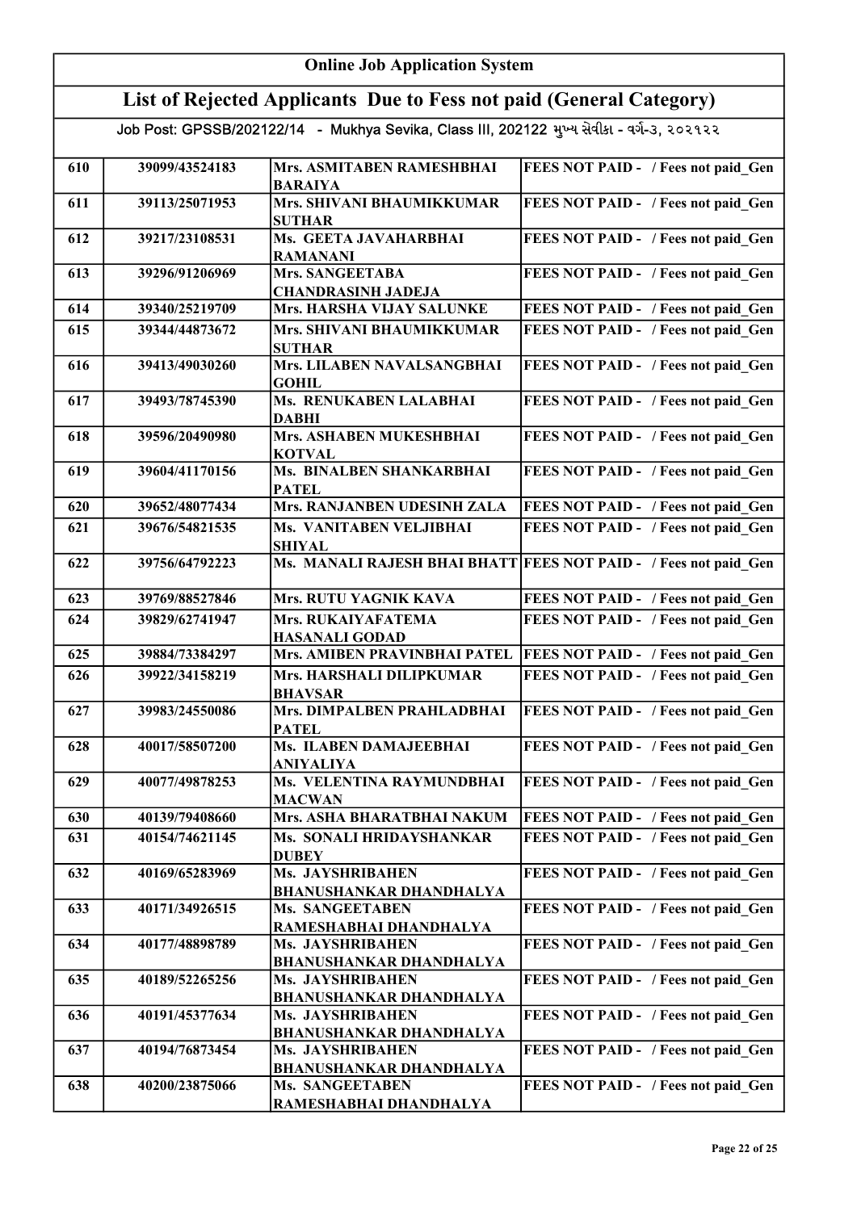# Online Job Application System

## List of Rejected Applicants Due to Fess not paid (General Category)

Job Post: GPSSB/202122/14 - Mukhya Sevika, Class III, 202122 મુખ્ય સેવીકા - વર્ગ-૩, ૨૦૨૧૨૨

| | | | |
|---|---|---|---|
| 610 | 39099/43524183 | Mrs. ASMITABEN RAMESHBHAI BARAIYA | FEES NOT PAID - / Fees not paid_Gen |
| 611 | 39113/25071953 | Mrs. SHIVANI BHAUMIKKUMAR SUTHAR | FEES NOT PAID - / Fees not paid_Gen |
| 612 | 39217/23108531 | Ms. GEETA JAVAHARBHAI RAMANANI | FEES NOT PAID - / Fees not paid_Gen |
| 613 | 39296/91206969 | Mrs. SANGEETABA CHANDRASINH JADEJA | FEES NOT PAID - / Fees not paid_Gen |
| 614 | 39340/25219709 | Mrs. HARSHA VIJAY SALUNKE | FEES NOT PAID - / Fees not paid_Gen |
| 615 | 39344/44873672 | Mrs. SHIVANI BHAUMIKKUMAR SUTHAR | FEES NOT PAID - / Fees not paid_Gen |
| 616 | 39413/49030260 | Mrs. LILABEN NAVALSANGBHAI GOHIL | FEES NOT PAID - / Fees not paid_Gen |
| 617 | 39493/78745390 | Ms. RENUKABEN LALABHAI DABHI | FEES NOT PAID - / Fees not paid_Gen |
| 618 | 39596/20490980 | Mrs. ASHABEN MUKESHBHAI KOTVAL | FEES NOT PAID - / Fees not paid_Gen |
| 619 | 39604/41170156 | Ms. BINALBEN SHANKARBHAI PATEL | FEES NOT PAID - / Fees not paid_Gen |
| 620 | 39652/48077434 | Mrs. RANJANBEN UDESINH ZALA | FEES NOT PAID - / Fees not paid_Gen |
| 621 | 39676/54821535 | Ms. VANITABEN VELJIBHAI SHIYAL | FEES NOT PAID - / Fees not paid_Gen |
| 622 | 39756/64792223 | Ms. MANALI RAJESH BHAI BHATT | FEES NOT PAID - / Fees not paid_Gen |
| 623 | 39769/88527846 | Mrs. RUTU YAGNIK KAVA | FEES NOT PAID - / Fees not paid_Gen |
| 624 | 39829/62741947 | Mrs. RUKAIYAFATEMA HASANALI GODAD | FEES NOT PAID - / Fees not paid_Gen |
| 625 | 39884/73384297 | Mrs. AMIBEN PRAVINBHAI PATEL | FEES NOT PAID - / Fees not paid_Gen |
| 626 | 39922/34158219 | Mrs. HARSHALI DILIPKUMAR BHAVSAR | FEES NOT PAID - / Fees not paid_Gen |
| 627 | 39983/24550086 | Mrs. DIMPALBEN PRAHLADBHAI PATEL | FEES NOT PAID - / Fees not paid_Gen |
| 628 | 40017/58507200 | Ms. ILABEN DAMAJEEBHAI ANIYALIYA | FEES NOT PAID - / Fees not paid_Gen |
| 629 | 40077/49878253 | Ms. VELENTINA RAYMUNDBHAI MACWAN | FEES NOT PAID - / Fees not paid_Gen |
| 630 | 40139/79408660 | Mrs. ASHA BHARATBHAI NAKUM | FEES NOT PAID - / Fees not paid_Gen |
| 631 | 40154/74621145 | Ms. SONALI HRIDAYSHANKAR DUBEY | FEES NOT PAID - / Fees not paid_Gen |
| 632 | 40169/65283969 | Ms. JAYSHRIBAHEN BHANUSHANKAR DHANDHALYA | FEES NOT PAID - / Fees not paid_Gen |
| 633 | 40171/34926515 | Ms. SANGEETABEN RAMESHABHAI DHANDHALYA | FEES NOT PAID - / Fees not paid_Gen |
| 634 | 40177/48898789 | Ms. JAYSHRIBAHEN BHANUSHANKAR DHANDHALYA | FEES NOT PAID - / Fees not paid_Gen |
| 635 | 40189/52265256 | Ms. JAYSHRIBAHEN BHANUSHANKAR DHANDHALYA | FEES NOT PAID - / Fees not paid_Gen |
| 636 | 40191/45377634 | Ms. JAYSHRIBAHEN BHANUSHANKAR DHANDHALYA | FEES NOT PAID - / Fees not paid_Gen |
| 637 | 40194/76873454 | Ms. JAYSHRIBAHEN BHANUSHANKAR DHANDHALYA | FEES NOT PAID - / Fees not paid_Gen |
| 638 | 40200/23875066 | Ms. SANGEETABEN RAMESHABHAI DHANDHALYA | FEES NOT PAID - / Fees not paid_Gen |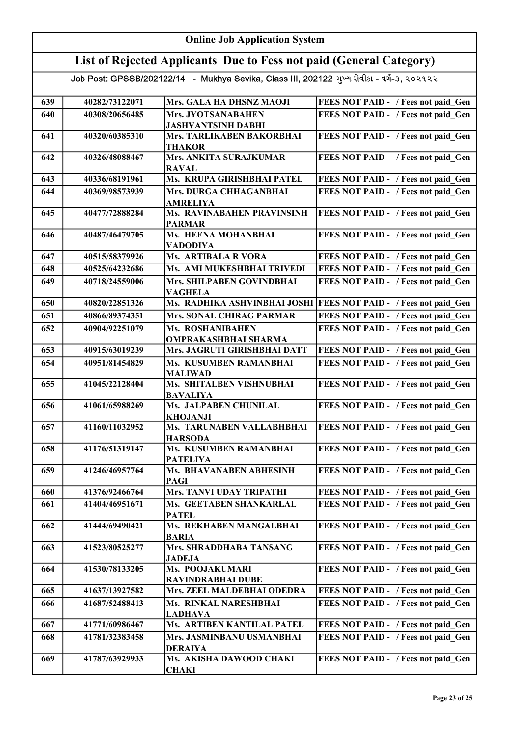# Online Job Application System

## List of Rejected Applicants Due to Fess not paid (General Category)

### Job Post: GPSSB/202122/14 - Mukhya Sevika, Class III, 202122 મુખ્ય સેવીકા - વર્ગ-૩, ૨૦૨૧૨૨

| | | | |
|---|---|---|---|
| 639 | 40282/73122071 | Mrs. GALA HA DHSNZ MAOJI | FEES NOT PAID - / Fees not paid_Gen |
| 640 | 40308/20656485 | Mrs. JYOTSANABAHEN JASHVANTSINH DABHI | FEES NOT PAID - / Fees not paid_Gen |
| 641 | 40320/60385310 | Mrs. TARLIKABEN BAKORBHAI THAKOR | FEES NOT PAID - / Fees not paid_Gen |
| 642 | 40326/48088467 | Mrs. ANKITA SURAJKUMAR RAVAL | FEES NOT PAID - / Fees not paid_Gen |
| 643 | 40336/68191961 | Ms. KRUPA GIRISHBHAI PATEL | FEES NOT PAID - / Fees not paid_Gen |
| 644 | 40369/98573939 | Mrs. DURGA CHHAGANBHAI AMRELIYA | FEES NOT PAID - / Fees not paid_Gen |
| 645 | 40477/72888284 | Ms. RAVINABAHEN PRAVINSINH PARMAR | FEES NOT PAID - / Fees not paid_Gen |
| 646 | 40487/46479705 | Ms. HEENA MOHANBHAI VADODIYA | FEES NOT PAID - / Fees not paid_Gen |
| 647 | 40515/58379926 | Ms. ARTIBALA R VORA | FEES NOT PAID - / Fees not paid_Gen |
| 648 | 40525/64232686 | Ms. AMI MUKESHBHAI TRIVEDI | FEES NOT PAID - / Fees not paid_Gen |
| 649 | 40718/24559006 | Mrs. SHILPABEN GOVINDBHAI VAGHELA | FEES NOT PAID - / Fees not paid_Gen |
| 650 | 40820/22851326 | Ms. RADHIKA ASHVINBHAI JOSHI | FEES NOT PAID - / Fees not paid_Gen |
| 651 | 40866/89374351 | Mrs. SONAL CHIRAG PARMAR | FEES NOT PAID - / Fees not paid_Gen |
| 652 | 40904/92251079 | Ms. ROSHANIBAHEN OMPRAKASHBHAI SHARMA | FEES NOT PAID - / Fees not paid_Gen |
| 653 | 40915/63019239 | Mrs. JAGRUTI GIRISHBHAI DATT | FEES NOT PAID - / Fees not paid_Gen |
| 654 | 40951/81454829 | Ms. KUSUMBEN RAMANBHAI MALIWAD | FEES NOT PAID - / Fees not paid_Gen |
| 655 | 41045/22128404 | Ms. SHITALBEN VISHNUBHAI BAVALIYA | FEES NOT PAID - / Fees not paid_Gen |
| 656 | 41061/65988269 | Ms. JALPABEN CHUNILAL KHOJANJI | FEES NOT PAID - / Fees not paid_Gen |
| 657 | 41160/11032952 | Ms. TARUNABEN VALLABHBHAI HARSODA | FEES NOT PAID - / Fees not paid_Gen |
| 658 | 41176/51319147 | Ms. KUSUMBEN RAMANBHAI PATELIYA | FEES NOT PAID - / Fees not paid_Gen |
| 659 | 41246/46957764 | Ms. BHAVANABEN ABHESINH PAGI | FEES NOT PAID - / Fees not paid_Gen |
| 660 | 41376/92466764 | Mrs. TANVI UDAY TRIPATHI | FEES NOT PAID - / Fees not paid_Gen |
| 661 | 41404/46951671 | Ms. GEETABEN SHANKARLAL PATEL | FEES NOT PAID - / Fees not paid_Gen |
| 662 | 41444/69490421 | Ms. REKHABEN MANGALBHAI BARIA | FEES NOT PAID - / Fees not paid_Gen |
| 663 | 41523/80525277 | Mrs. SHRADDHABA TANSANG JADEJA | FEES NOT PAID - / Fees not paid_Gen |
| 664 | 41530/78133205 | Ms. POOJAKUMARI RAVINDRABHAI DUBE | FEES NOT PAID - / Fees not paid_Gen |
| 665 | 41637/13927582 | Mrs. ZEEL MALDEBHAI ODEDRA | FEES NOT PAID - / Fees not paid_Gen |
| 666 | 41687/52488413 | Ms. RINKAL NARESHBHAI LADHAVA | FEES NOT PAID - / Fees not paid_Gen |
| 667 | 41771/60986467 | Ms. ARTIBEN KANTILAL PATEL | FEES NOT PAID - / Fees not paid_Gen |
| 668 | 41781/32383458 | Mrs. JASMINBANU USMANBHAI DERAIYA | FEES NOT PAID - / Fees not paid_Gen |
| 669 | 41787/63929933 | Ms. AKISHA DAWOOD CHAKI CHAKI | FEES NOT PAID - / Fees not paid_Gen |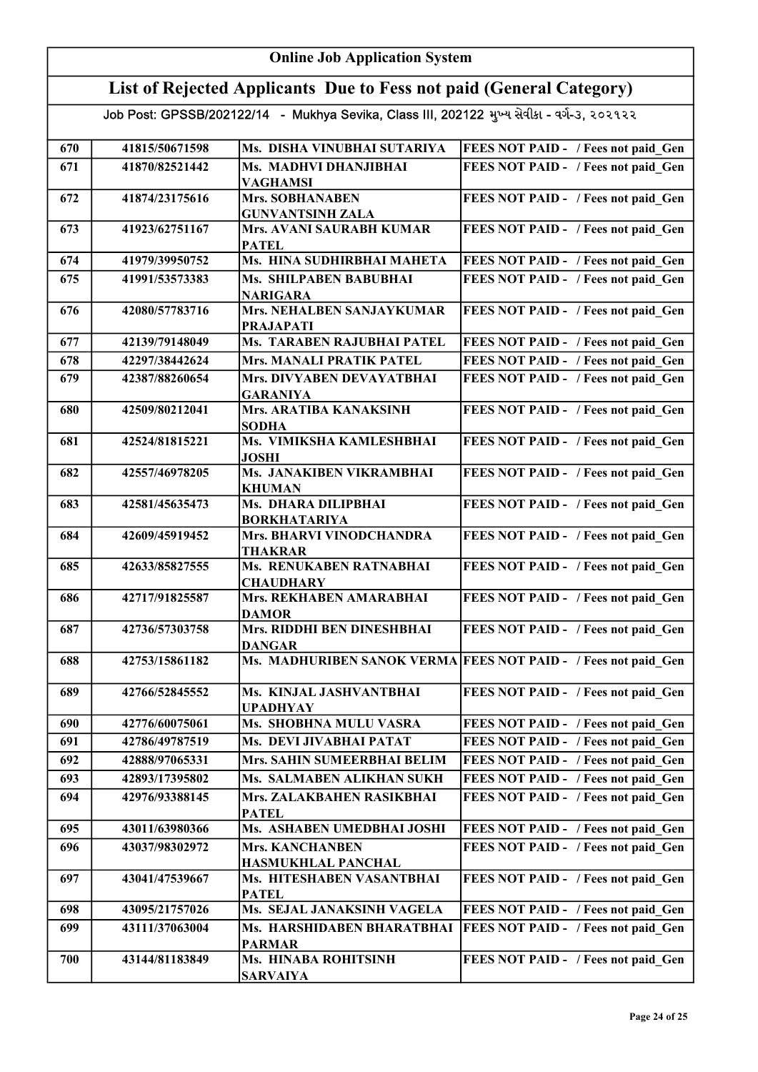# Online Job Application System

## List of Rejected Applicants Due to Fess not paid (General Category)

### Job Post: GPSSB/202122/14 - Mukhya Sevika, Class III, 202122 મુખ્ય સેવીકા - વર્ગ-૩, ૨૦૨૧૨૨

| | | | |
|---|---|---|---|
| 670 | 41815/50671598 | Ms. DISHA VINUBHAI SUTARIYA | FEES NOT PAID - / Fees not paid_Gen |
| 671 | 41870/82521442 | Ms. MADHVI DHANJIBHAI VAGHAMSI | FEES NOT PAID - / Fees not paid_Gen |
| 672 | 41874/23175616 | Mrs. SOBHANABEN GUNVANTSINH ZALA | FEES NOT PAID - / Fees not paid_Gen |
| 673 | 41923/62751167 | Mrs. AVANI SAURABH KUMAR PATEL | FEES NOT PAID - / Fees not paid_Gen |
| 674 | 41979/39950752 | Ms. HINA SUDHIRBHAI MAHETA | FEES NOT PAID - / Fees not paid_Gen |
| 675 | 41991/53573383 | Ms. SHILPABEN BABUBHAI NARIGARA | FEES NOT PAID - / Fees not paid_Gen |
| 676 | 42080/57783716 | Mrs. NEHALBEN SANJAYKUMAR PRAJAPATI | FEES NOT PAID - / Fees not paid_Gen |
| 677 | 42139/79148049 | Ms. TARABEN RAJUBHAI PATEL | FEES NOT PAID - / Fees not paid_Gen |
| 678 | 42297/38442624 | Mrs. MANALI PRATIK PATEL | FEES NOT PAID - / Fees not paid_Gen |
| 679 | 42387/88260654 | Mrs. DIVYABEN DEVAYATBHAI GARANIYA | FEES NOT PAID - / Fees not paid_Gen |
| 680 | 42509/80212041 | Mrs. ARATIBA KANAKSINH SODHA | FEES NOT PAID - / Fees not paid_Gen |
| 681 | 42524/81815221 | Ms. VIMIKSHA KAMLESHBHAI JOSHI | FEES NOT PAID - / Fees not paid_Gen |
| 682 | 42557/46978205 | Ms. JANAKIBEN VIKRAMBHAI KHUMAN | FEES NOT PAID - / Fees not paid_Gen |
| 683 | 42581/45635473 | Ms. DHARA DILIPBHAI BORKHATARIYA | FEES NOT PAID - / Fees not paid_Gen |
| 684 | 42609/45919452 | Mrs. BHARVI VINODCHANDRA THAKRAR | FEES NOT PAID - / Fees not paid_Gen |
| 685 | 42633/85827555 | Ms. RENUKABEN RATNABHAI CHAUDHARY | FEES NOT PAID - / Fees not paid_Gen |
| 686 | 42717/91825587 | Mrs. REKHABEN AMARABHAI DAMOR | FEES NOT PAID - / Fees not paid_Gen |
| 687 | 42736/57303758 | Mrs. RIDDHI BEN DINESHBHAI DANGAR | FEES NOT PAID - / Fees not paid_Gen |
| 688 | 42753/15861182 | Ms. MADHURIBEN SANOK VERMA | FEES NOT PAID - / Fees not paid_Gen |
| 689 | 42766/52845552 | Ms. KINJAL JASHVANTBHAI UPADHYAY | FEES NOT PAID - / Fees not paid_Gen |
| 690 | 42776/60075061 | Ms. SHOBHNA MULU VASRA | FEES NOT PAID - / Fees not paid_Gen |
| 691 | 42786/49787519 | Ms. DEVI JIVABHAI PATAT | FEES NOT PAID - / Fees not paid_Gen |
| 692 | 42888/97065331 | Mrs. SAHIN SUMEERBHAI BELIM | FEES NOT PAID - / Fees not paid_Gen |
| 693 | 42893/17395802 | Ms. SALMABEN ALIKHAN SUKH | FEES NOT PAID - / Fees not paid_Gen |
| 694 | 42976/93388145 | Mrs. ZALAKBAHEN RASIKBHAI PATEL | FEES NOT PAID - / Fees not paid_Gen |
| 695 | 43011/63980366 | Ms. ASHABEN UMEDBHAI JOSHI | FEES NOT PAID - / Fees not paid_Gen |
| 696 | 43037/98302972 | Mrs. KANCHANBEN HASMUKHLAL PANCHAL | FEES NOT PAID - / Fees not paid_Gen |
| 697 | 43041/47539667 | Ms. HITESHABEN VASANTBHAI PATEL | FEES NOT PAID - / Fees not paid_Gen |
| 698 | 43095/21757026 | Ms. SEJAL JANAKSINH VAGELA | FEES NOT PAID - / Fees not paid_Gen |
| 699 | 43111/37063004 | Ms. HARSHIDABEN BHARATBHAI PARMAR | FEES NOT PAID - / Fees not paid_Gen |
| 700 | 43144/81183849 | Ms. HINABA ROHITSINH SARVAIYA | FEES NOT PAID - / Fees not paid_Gen |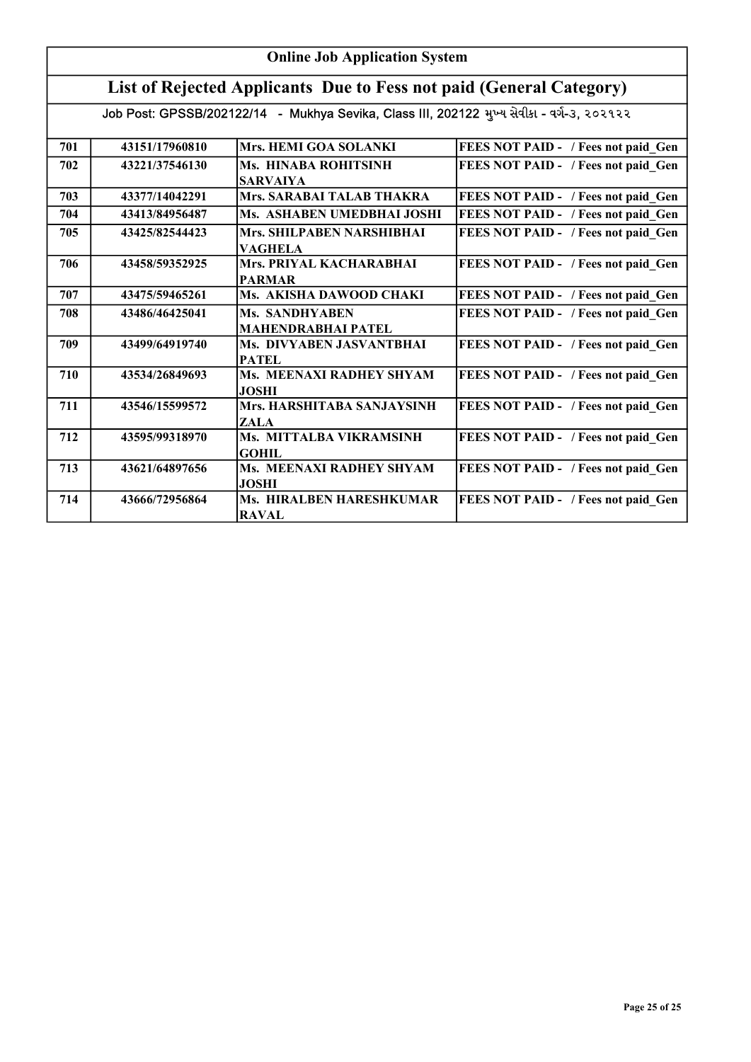# Online Job Application System

## List of Rejected Applicants Due to Fess not paid (General Category)

Job Post: GPSSB/202122/14 - Mukhya Sevika, Class III, 202122 મુખ્ય સેવીકા - વર્ગ-૩, ૨૦૨૧૨૨

| | | | |
|---|---|---|---|
| 701 | 43151/17960810 | Mrs. HEMI GOA SOLANKI | FEES NOT PAID - / Fees not paid_Gen |
| 702 | 43221/37546130 | Ms. HINABA ROHITSINH SARVAIYA | FEES NOT PAID - / Fees not paid_Gen |
| 703 | 43377/14042291 | Mrs. SARABAI TALAB THAKRA | FEES NOT PAID - / Fees not paid_Gen |
| 704 | 43413/84956487 | Ms. ASHABEN UMEDBHAI JOSHI | FEES NOT PAID - / Fees not paid_Gen |
| 705 | 43425/82544423 | Mrs. SHILPABEN NARSHIBHAI VAGHELA | FEES NOT PAID - / Fees not paid_Gen |
| 706 | 43458/59352925 | Mrs. PRIYAL KACHARABHAI PARMAR | FEES NOT PAID - / Fees not paid_Gen |
| 707 | 43475/59465261 | Ms. AKISHA DAWOOD CHAKI | FEES NOT PAID - / Fees not paid_Gen |
| 708 | 43486/46425041 | Ms. SANDHYABEN MAHENDRABHAI PATEL | FEES NOT PAID - / Fees not paid_Gen |
| 709 | 43499/64919740 | Ms. DIVYABEN JASVANTBHAI PATEL | FEES NOT PAID - / Fees not paid_Gen |
| 710 | 43534/26849693 | Ms. MEENAXI RADHEY SHYAM JOSHI | FEES NOT PAID - / Fees not paid_Gen |
| 711 | 43546/15599572 | Mrs. HARSHITABA SANJAYSINH ZALA | FEES NOT PAID - / Fees not paid_Gen |
| 712 | 43595/99318970 | Ms. MITTALBA VIKRAMSINH GOHIL | FEES NOT PAID - / Fees not paid_Gen |
| 713 | 43621/64897656 | Ms. MEENAXI RADHEY SHYAM JOSHI | FEES NOT PAID - / Fees not paid_Gen |
| 714 | 43666/72956864 | Ms. HIRALBEN HARESHKUMAR RAVAL | FEES NOT PAID - / Fees not paid_Gen |